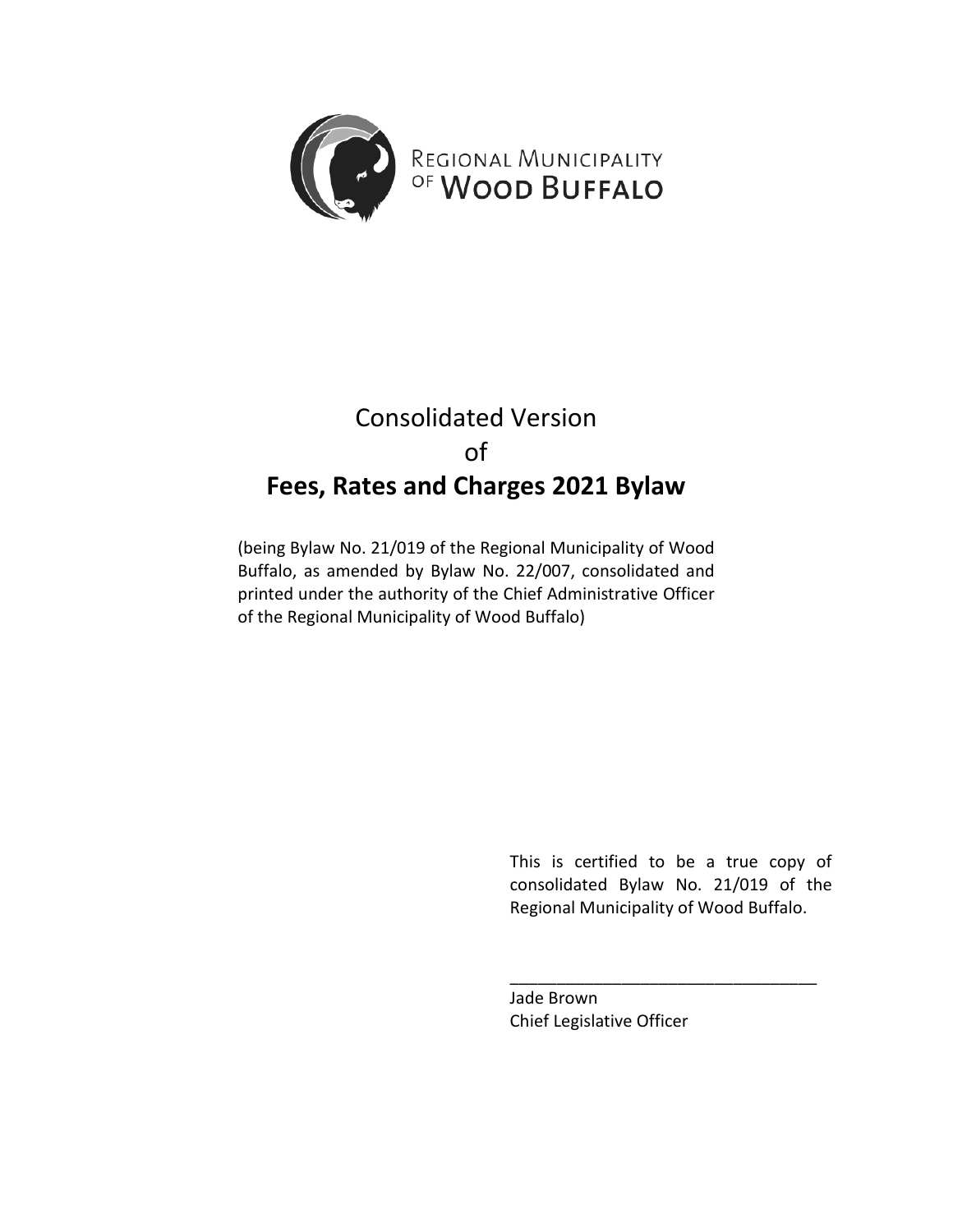Regional Municipality of Wood Buffalo

# Consolidated Version of **Fees, Rates and Charges 2021 Bylaw**

(being Bylaw No. 21/019 of the Regional Municipality of Wood Buffalo, as amended by Bylaw No. 22/007, consolidated and printed under the authority of the Chief Administrative Officer of the Regional Municipality of Wood Buffalo)

This is certified to be a true copy of consolidated Bylaw No. 21/019 of the Regional Municipality of Wood Buffalo.

\_\_\_\_\_\_\_\_\_\_\_\_\_\_\_\_\_\_\_\_\_\_\_\_\_\_\_\_\_\_\_\_\_\_

Jade Brown
Chief Legislative Officer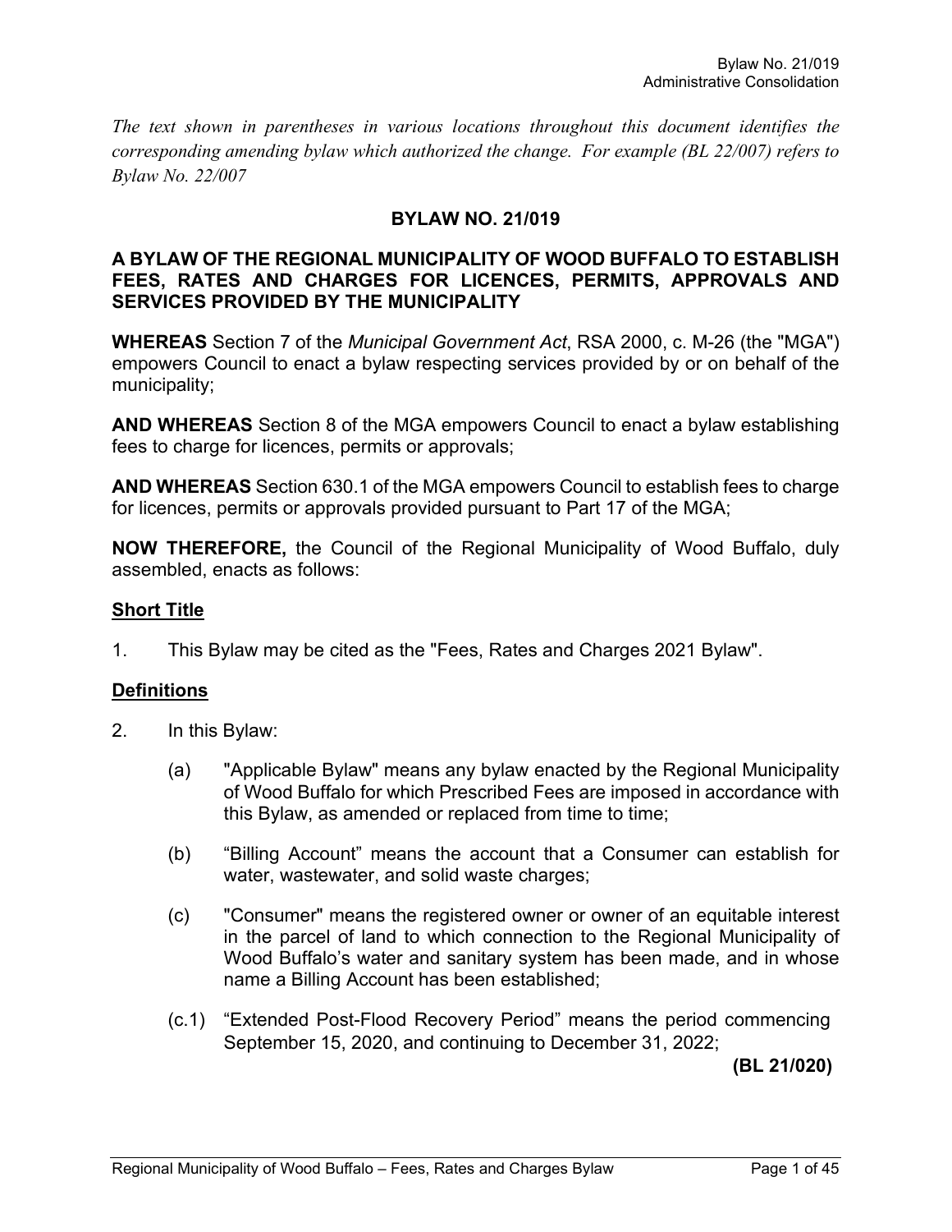*The text shown in parentheses in various locations throughout this document identifies the corresponding amending bylaw which authorized the change. For example (BL 22/007) refers to Bylaw No. 22/007*

## BYLAW NO. 21/019

### A BYLAW OF THE REGIONAL MUNICIPALITY OF WOOD BUFFALO TO ESTABLISH FEES, RATES AND CHARGES FOR LICENCES, PERMITS, APPROVALS AND SERVICES PROVIDED BY THE MUNICIPALITY

**WHEREAS** Section 7 of the *Municipal Government Act*, RSA 2000, c. M-26 (the "MGA") empowers Council to enact a bylaw respecting services provided by or on behalf of the municipality;

**AND WHEREAS** Section 8 of the MGA empowers Council to enact a bylaw establishing fees to charge for licences, permits or approvals;

**AND WHEREAS** Section 630.1 of the MGA empowers Council to establish fees to charge for licences, permits or approvals provided pursuant to Part 17 of the MGA;

**NOW THEREFORE,** the Council of the Regional Municipality of Wood Buffalo, duly assembled, enacts as follows:

**Short Title**

1. This Bylaw may be cited as the "Fees, Rates and Charges 2021 Bylaw".

**Definitions**

2. In this Bylaw:

   (a) "Applicable Bylaw" means any bylaw enacted by the Regional Municipality of Wood Buffalo for which Prescribed Fees are imposed in accordance with this Bylaw, as amended or replaced from time to time;

   (b) "Billing Account" means the account that a Consumer can establish for water, wastewater, and solid waste charges;

   (c) "Consumer" means the registered owner or owner of an equitable interest in the parcel of land to which connection to the Regional Municipality of Wood Buffalo's water and sanitary system has been made, and in whose name a Billing Account has been established;

   (c.1) "Extended Post-Flood Recovery Period" means the period commencing September 15, 2020, and continuing to December 31, 2022;

   **(BL 21/020)**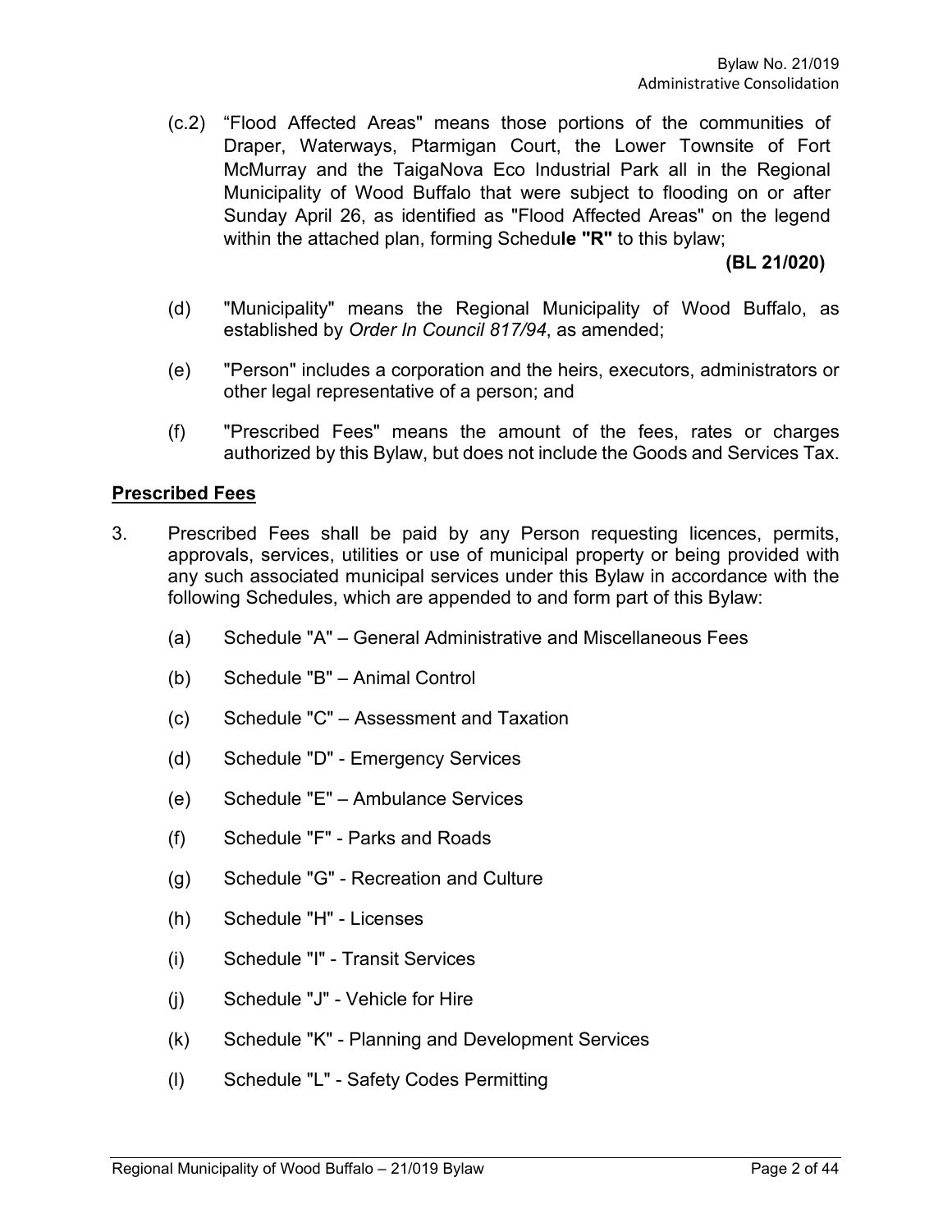(c.2) "Flood Affected Areas" means those portions of the communities of Draper, Waterways, Ptarmigan Court, the Lower Townsite of Fort McMurray and the TaigaNova Eco Industrial Park all in the Regional Municipality of Wood Buffalo that were subject to flooding on or after Sunday April 26, as identified as "Flood Affected Areas" on the legend within the attached plan, forming Schedu**le "R"** to this bylaw;

**(BL 21/020)**

(d) "Municipality" means the Regional Municipality of Wood Buffalo, as established by *Order In Council 817/94*, as amended;

(e) "Person" includes a corporation and the heirs, executors, administrators or other legal representative of a person; and

(f) "Prescribed Fees" means the amount of the fees, rates or charges authorized by this Bylaw, but does not include the Goods and Services Tax.

## Prescribed Fees

3. Prescribed Fees shall be paid by any Person requesting licences, permits, approvals, services, utilities or use of municipal property or being provided with any such associated municipal services under this Bylaw in accordance with the following Schedules, which are appended to and form part of this Bylaw:

    (a) Schedule "A" – General Administrative and Miscellaneous Fees

    (b) Schedule "B" – Animal Control

    (c) Schedule "C" – Assessment and Taxation

    (d) Schedule "D" - Emergency Services

    (e) Schedule "E" – Ambulance Services

    (f) Schedule "F" - Parks and Roads

    (g) Schedule "G" - Recreation and Culture

    (h) Schedule "H" - Licenses

    (i) Schedule "I" - Transit Services

    (j) Schedule "J" - Vehicle for Hire

    (k) Schedule "K" - Planning and Development Services

    (l) Schedule "L" - Safety Codes Permitting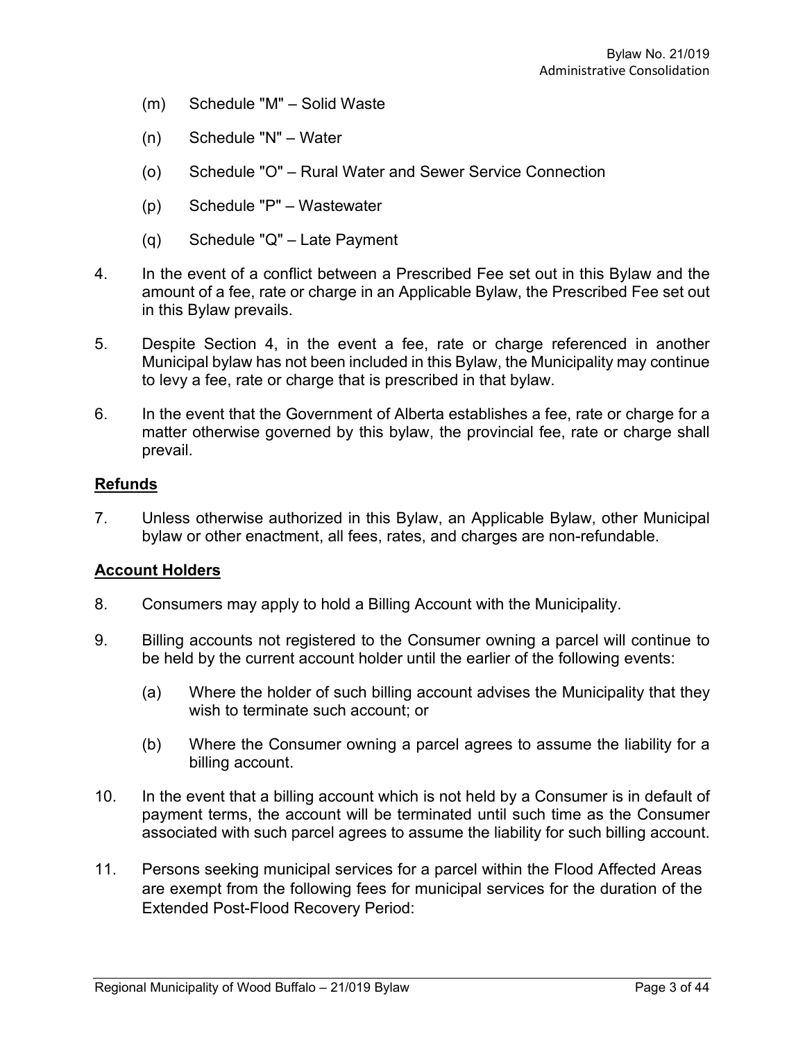(m) Schedule "M" – Solid Waste

(n) Schedule "N" – Water

(o) Schedule "O" – Rural Water and Sewer Service Connection

(p) Schedule "P" – Wastewater

(q) Schedule "Q" – Late Payment

4. In the event of a conflict between a Prescribed Fee set out in this Bylaw and the amount of a fee, rate or charge in an Applicable Bylaw, the Prescribed Fee set out in this Bylaw prevails.

5. Despite Section 4, in the event a fee, rate or charge referenced in another Municipal bylaw has not been included in this Bylaw, the Municipality may continue to levy a fee, rate or charge that is prescribed in that bylaw.

6. In the event that the Government of Alberta establishes a fee, rate or charge for a matter otherwise governed by this bylaw, the provincial fee, rate or charge shall prevail.

**Refunds**

7. Unless otherwise authorized in this Bylaw, an Applicable Bylaw, other Municipal bylaw or other enactment, all fees, rates, and charges are non-refundable.

**Account Holders**

8. Consumers may apply to hold a Billing Account with the Municipality.

9. Billing accounts not registered to the Consumer owning a parcel will continue to be held by the current account holder until the earlier of the following events:

   (a) Where the holder of such billing account advises the Municipality that they wish to terminate such account; or

   (b) Where the Consumer owning a parcel agrees to assume the liability for a billing account.

10. In the event that a billing account which is not held by a Consumer is in default of payment terms, the account will be terminated until such time as the Consumer associated with such parcel agrees to assume the liability for such billing account.

11. Persons seeking municipal services for a parcel within the Flood Affected Areas are exempt from the following fees for municipal services for the duration of the Extended Post-Flood Recovery Period: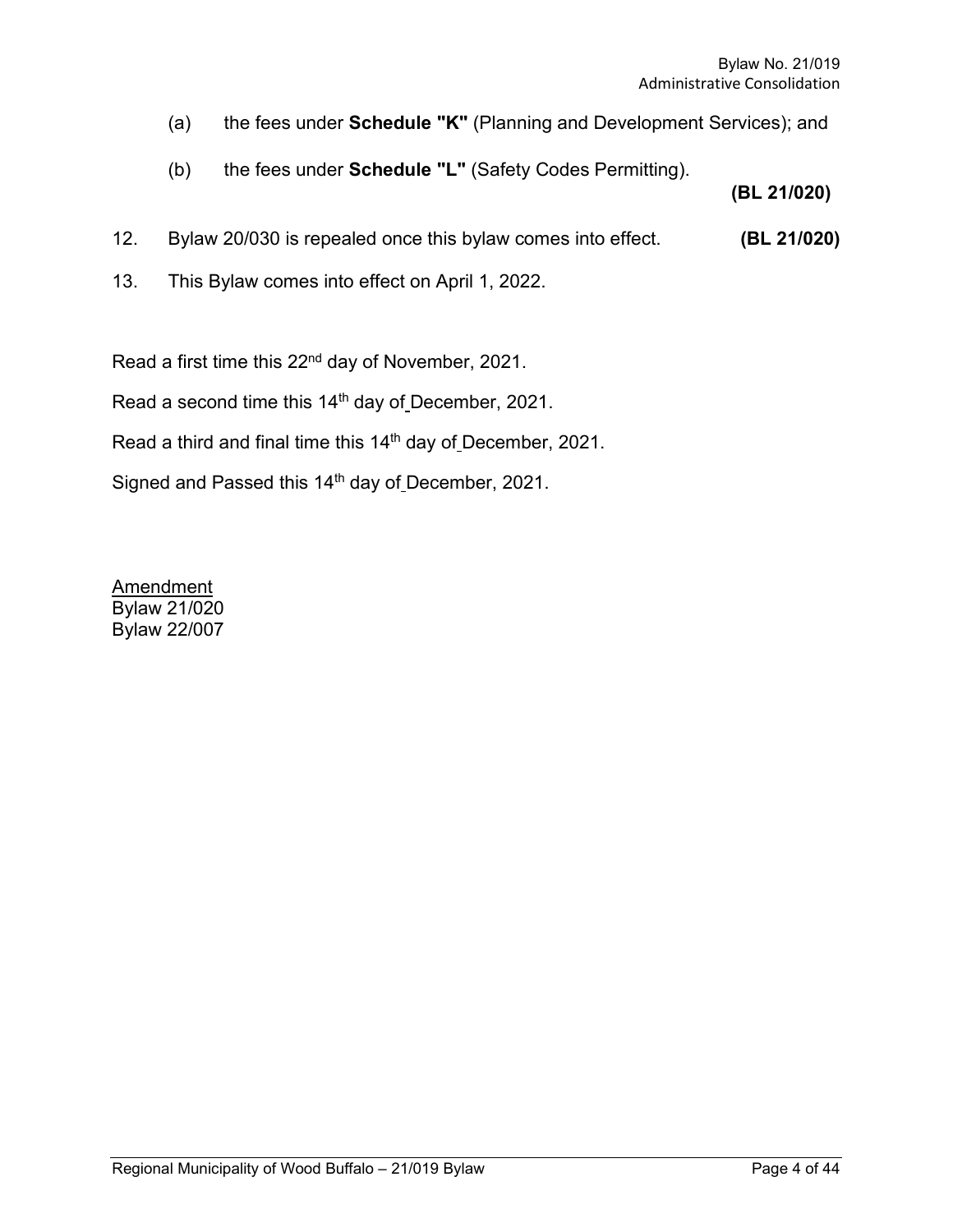(a) the fees under **Schedule "K"** (Planning and Development Services); and

(b) the fees under **Schedule "L"** (Safety Codes Permitting).

**(BL 21/020)**

12. Bylaw 20/030 is repealed once this bylaw comes into effect. **(BL 21/020)**

13. This Bylaw comes into effect on April 1, 2022.

Read a first time this 22nd day of November, 2021.

Read a second time this 14th day of December, 2021.

Read a third and final time this 14th day of December, 2021.

Signed and Passed this 14th day of December, 2021.

Amendment
Bylaw 21/020
Bylaw 22/007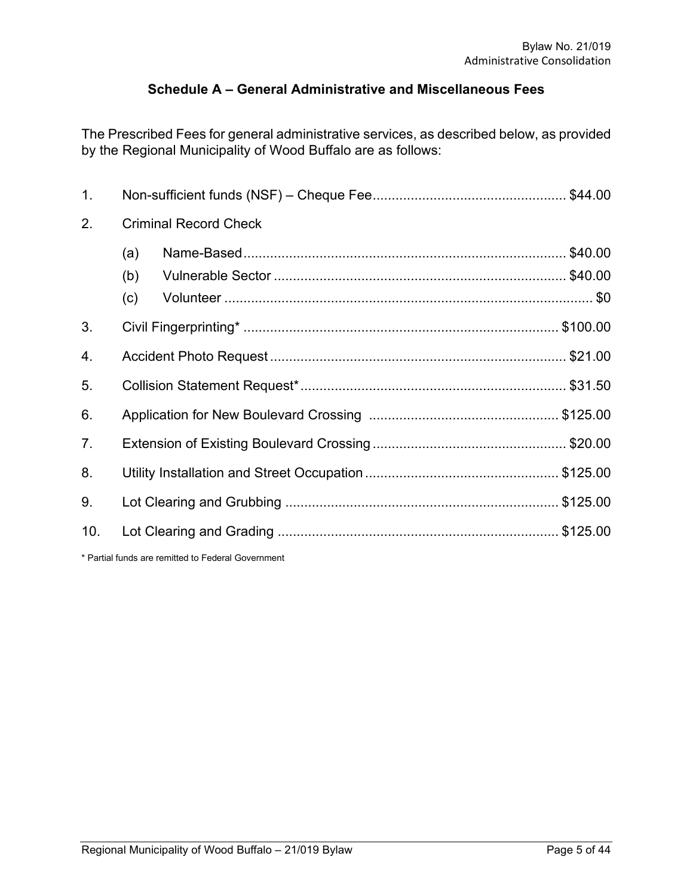## Schedule A – General Administrative and Miscellaneous Fees

The Prescribed Fees for general administrative services, as described below, as provided by the Regional Municipality of Wood Buffalo are as follows:

1. Non-sufficient funds (NSF) – Cheque Fee .................................................. $44.00
2. Criminal Record Check
   (a) Name-Based .................................................................................... $40.00
   (b) Vulnerable Sector ............................................................................ $40.00
   (c) Volunteer .......................................................................................... $0
3. Civil Fingerprinting* .................................................................................. $100.00
4. Accident Photo Request ............................................................................. $21.00
5. Collision Statement Request* ..................................................................... $31.50
6. Application for New Boulevard Crossing ................................................. $125.00
7. Extension of Existing Boulevard Crossing .................................................. $20.00
8. Utility Installation and Street Occupation .................................................. $125.00
9. Lot Clearing and Grubbing ....................................................................... $125.00
10. Lot Clearing and Grading ......................................................................... $125.00

\* Partial funds are remitted to Federal Government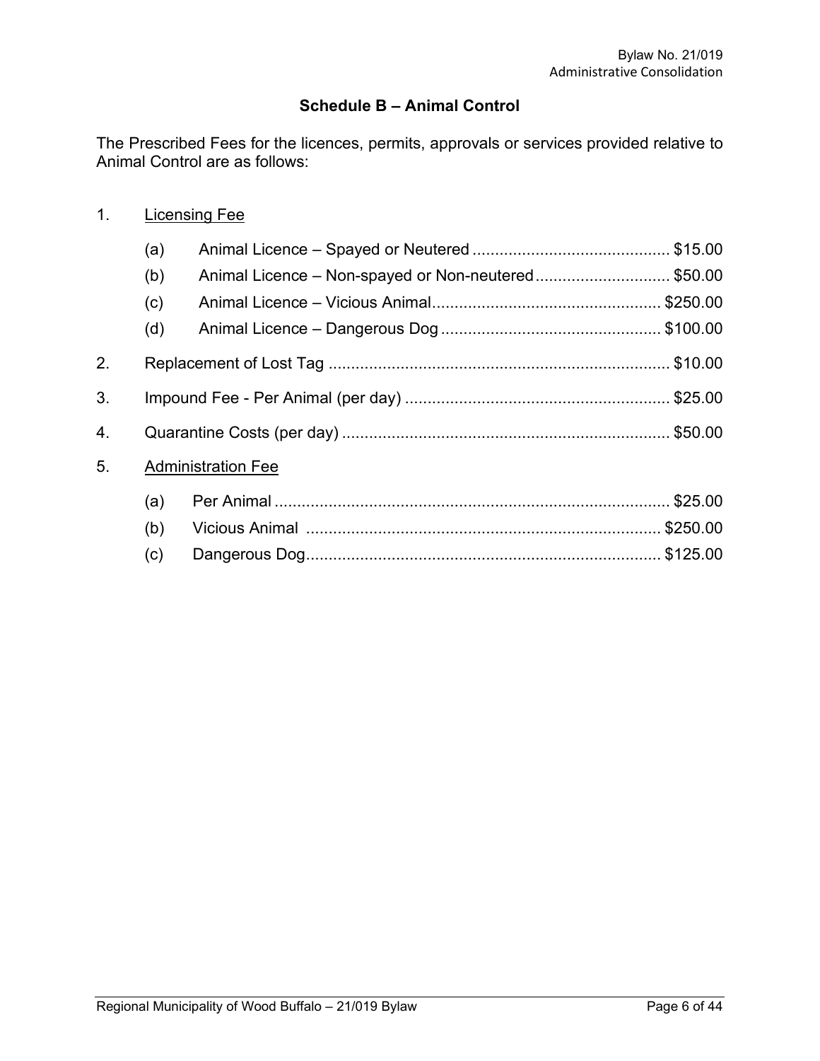## Schedule B – Animal Control

The Prescribed Fees for the licences, permits, approvals or services provided relative to Animal Control are as follows:

1. Licensing Fee

   (a) Animal Licence – Spayed or Neutered ............................................ $15.00

   (b) Animal Licence – Non-spayed or Non-neutered .............................. $50.00

   (c) Animal Licence – Vicious Animal .................................................. $250.00

   (d) Animal Licence – Dangerous Dog ................................................. $100.00

2. Replacement of Lost Tag ........................................................................... $10.00

3. Impound Fee - Per Animal (per day) ........................................................... $25.00

4. Quarantine Costs (per day) ........................................................................ $50.00

5. Administration Fee

   (a) Per Animal ....................................................................................... $25.00

   (b) Vicious Animal ............................................................................... $250.00

   (c) Dangerous Dog ............................................................................... $125.00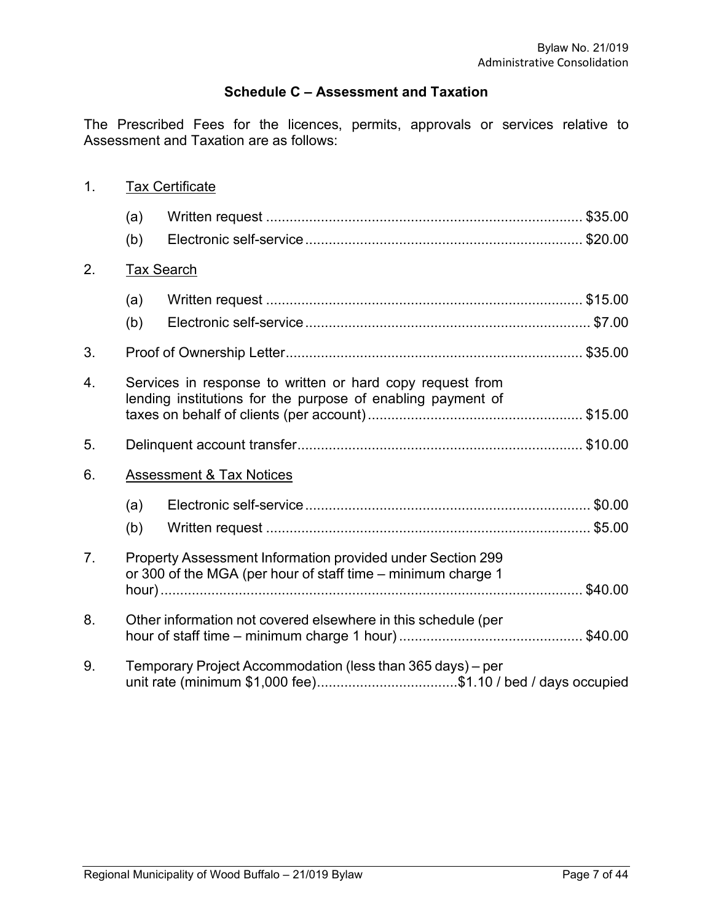## Schedule C – Assessment and Taxation

The Prescribed Fees for the licences, permits, approvals or services relative to Assessment and Taxation are as follows:

1. Tax Certificate
   - (a) Written request ................................................................................ $35.00
   - (b) Electronic self-service ...................................................................... $20.00
2. Tax Search
   - (a) Written request ................................................................................ $15.00
   - (b) Electronic self-service ........................................................................ $7.00
3. Proof of Ownership Letter.......................................................................... $35.00
4. Services in response to written or hard copy request from lending institutions for the purpose of enabling payment of taxes on behalf of clients (per account)...................................................... $15.00
5. Delinquent account transfer........................................................................ $10.00
6. Assessment & Tax Notices
   - (a) Electronic self-service ........................................................................ $0.00
   - (b) Written request .................................................................................. $5.00
7. Property Assessment Information provided under Section 299 or 300 of the MGA (per hour of staff time – minimum charge 1 hour)............................................................................................ $40.00
8. Other information not covered elsewhere in this schedule (per hour of staff time – minimum charge 1 hour) .............................................. $40.00
9. Temporary Project Accommodation (less than 365 days) – per unit rate (minimum $1,000 fee)....................................$1.10 / bed / days occupied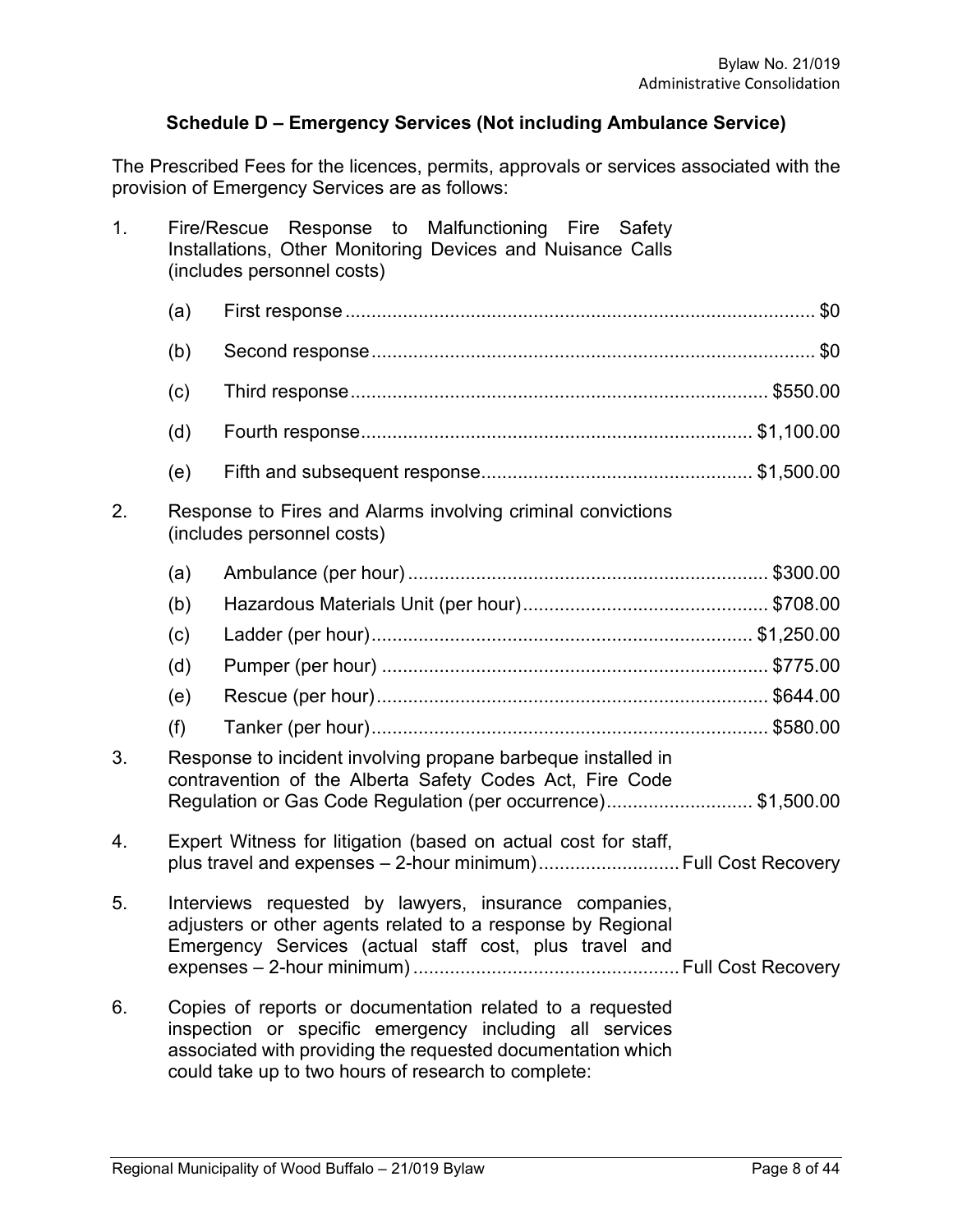## Schedule D – Emergency Services (Not including Ambulance Service)

The Prescribed Fees for the licences, permits, approvals or services associated with the provision of Emergency Services are as follows:

1. Fire/Rescue Response to Malfunctioning Fire Safety Installations, Other Monitoring Devices and Nuisance Calls (includes personnel costs)

   (a) First response ........................................ $0

   (b) Second response ........................................ $0

   (c) Third response ........................................ $550.00

   (d) Fourth response ........................................ $1,100.00

   (e) Fifth and subsequent response ........................................ $1,500.00

2. Response to Fires and Alarms involving criminal convictions (includes personnel costs)

   (a) Ambulance (per hour) ........................................ $300.00

   (b) Hazardous Materials Unit (per hour) ........................................ $708.00

   (c) Ladder (per hour) ........................................ $1,250.00

   (d) Pumper (per hour) ........................................ $775.00

   (e) Rescue (per hour) ........................................ $644.00

   (f) Tanker (per hour) ........................................ $580.00

3. Response to incident involving propane barbeque installed in contravention of the Alberta Safety Codes Act, Fire Code Regulation or Gas Code Regulation (per occurrence) ........................................ $1,500.00

4. Expert Witness for litigation (based on actual cost for staff, plus travel and expenses – 2-hour minimum) ........................................ Full Cost Recovery

5. Interviews requested by lawyers, insurance companies, adjusters or other agents related to a response by Regional Emergency Services (actual staff cost, plus travel and expenses – 2-hour minimum) ........................................ Full Cost Recovery

6. Copies of reports or documentation related to a requested inspection or specific emergency including all services associated with providing the requested documentation which could take up to two hours of research to complete: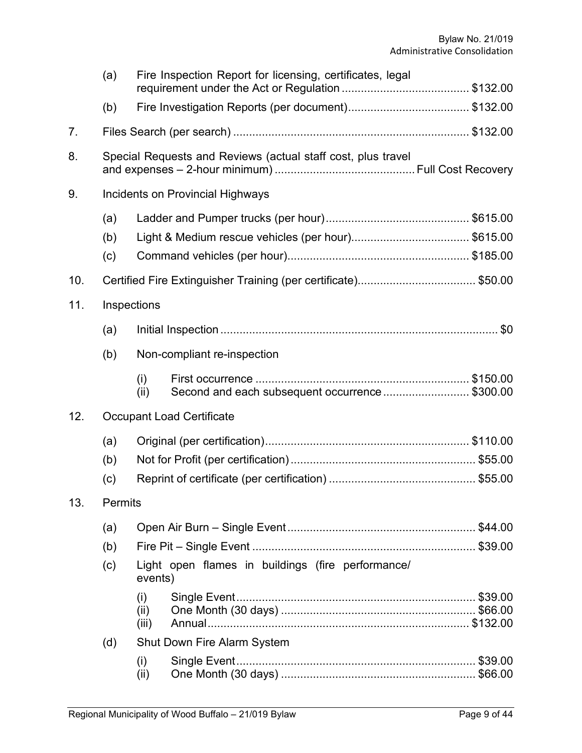(a) Fire Inspection Report for licensing, certificates, legal requirement under the Act or Regulation ........................................ $132.00

(b) Fire Investigation Reports (per document)...................................... $132.00

7. Files Search (per search) ......................................................................... $132.00

8. Special Requests and Reviews (actual staff cost, plus travel and expenses – 2-hour minimum) ........................................... Full Cost Recovery

9. Incidents on Provincial Highways

   (a) Ladder and Pumper trucks (per hour)............................................. $615.00

   (b) Light & Medium rescue vehicles (per hour)..................................... $615.00

   (c) Command vehicles (per hour)......................................................... $185.00

10. Certified Fire Extinguisher Training (per certificate)..................................... $50.00

11. Inspections

   (a) Initial Inspection ....................................................................................... $0

   (b) Non-compliant re-inspection

      (i) First occurrence .................................................................. $150.00
      (ii) Second and each subsequent occurrence ........................... $300.00

12. Occupant Load Certificate

   (a) Original (per certification)................................................................ $110.00

   (b) Not for Profit (per certification).......................................................... $55.00

   (c) Reprint of certificate (per certification) .............................................. $55.00

13. Permits

   (a) Open Air Burn – Single Event........................................................... $44.00

   (b) Fire Pit – Single Event ...................................................................... $39.00

   (c) Light open flames in buildings (fire performance/ events)

      (i) Single Event.......................................................................... $39.00
      (ii) One Month (30 days) ............................................................ $66.00
      (iii) Annual.................................................................................. $132.00

   (d) Shut Down Fire Alarm System

      (i) Single Event.......................................................................... $39.00
      (ii) One Month (30 days) ............................................................ $66.00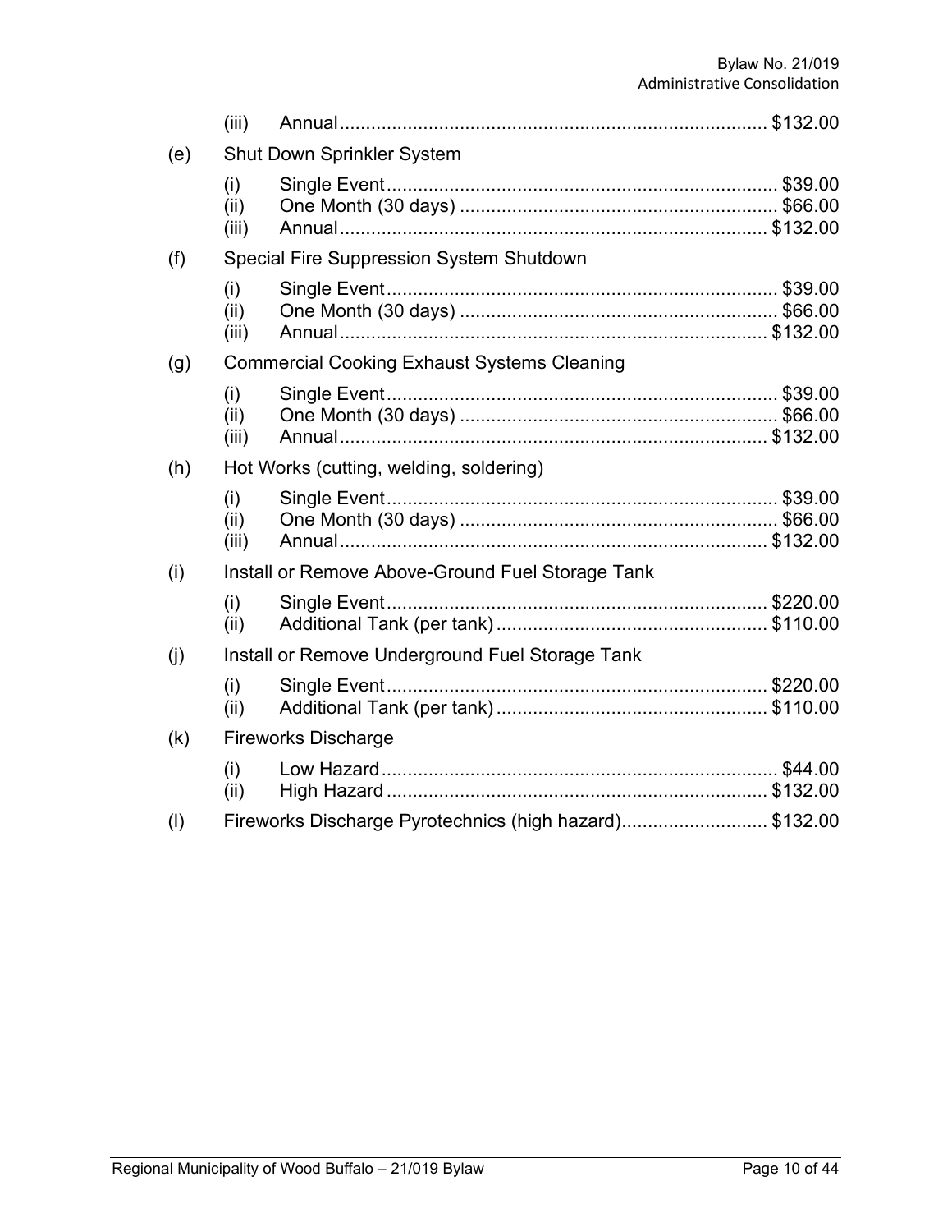(iii) Annual................................................................................ $132.00

(e) Shut Down Sprinkler System

(i) Single Event........................................................................ $39.00
(ii) One Month (30 days) ............................................................ $66.00
(iii) Annual................................................................................ $132.00

(f) Special Fire Suppression System Shutdown

(i) Single Event........................................................................ $39.00
(ii) One Month (30 days) ............................................................ $66.00
(iii) Annual................................................................................ $132.00

(g) Commercial Cooking Exhaust Systems Cleaning

(i) Single Event........................................................................ $39.00
(ii) One Month (30 days) ............................................................ $66.00
(iii) Annual................................................................................ $132.00

(h) Hot Works (cutting, welding, soldering)

(i) Single Event........................................................................ $39.00
(ii) One Month (30 days) ............................................................ $66.00
(iii) Annual................................................................................ $132.00

(i) Install or Remove Above-Ground Fuel Storage Tank

(i) Single Event........................................................................ $220.00
(ii) Additional Tank (per tank)................................................... $110.00

(j) Install or Remove Underground Fuel Storage Tank

(i) Single Event........................................................................ $220.00
(ii) Additional Tank (per tank)................................................... $110.00

(k) Fireworks Discharge

(i) Low Hazard.......................................................................... $44.00
(ii) High Hazard........................................................................ $132.00

(l) Fireworks Discharge Pyrotechnics (high hazard)............................ $132.00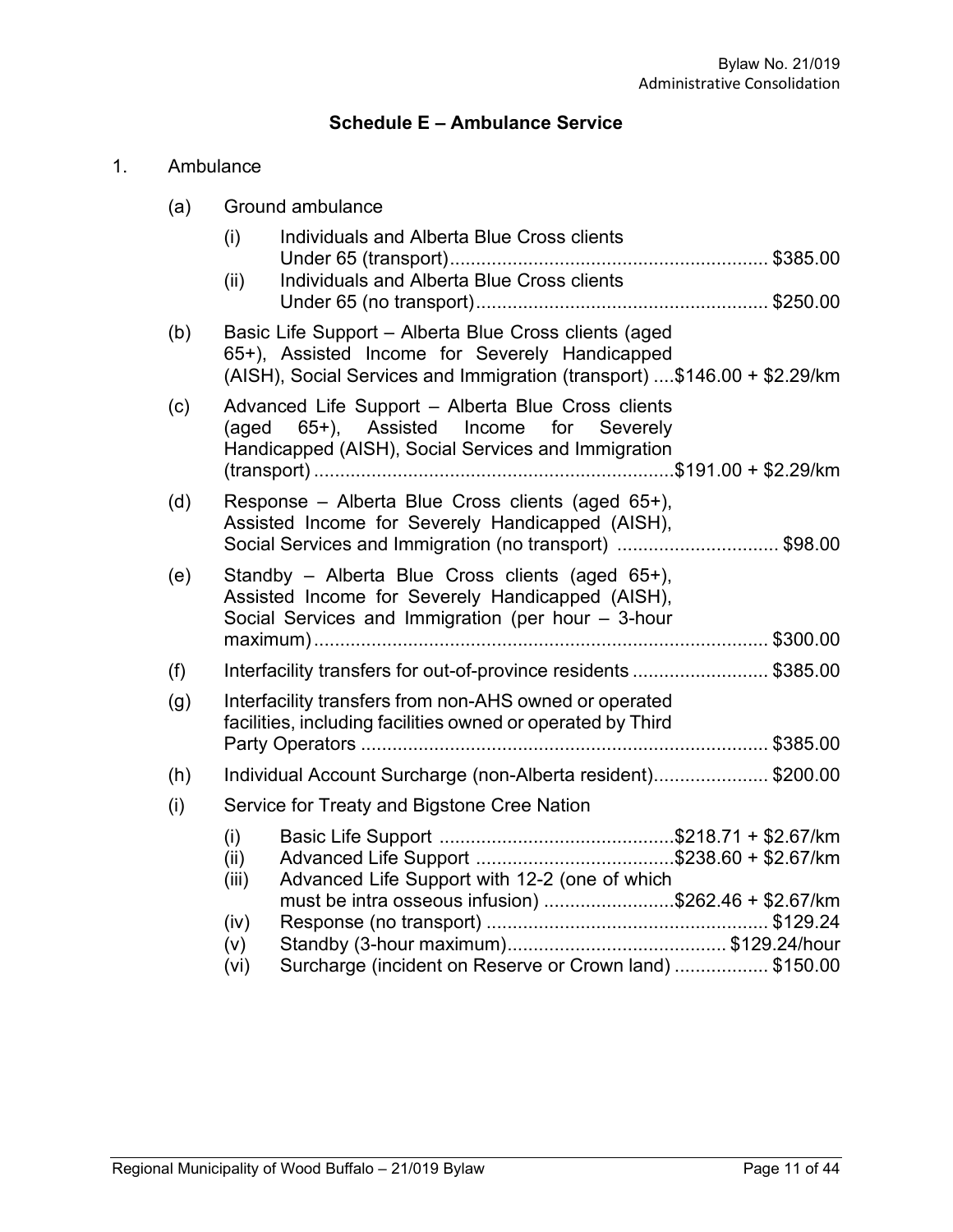## Schedule E – Ambulance Service

1. Ambulance

   (a) Ground ambulance

      (i) Individuals and Alberta Blue Cross clients Under 65 (transport) .......... $385.00

      (ii) Individuals and Alberta Blue Cross clients Under 65 (no transport) .......... $250.00

   (b) Basic Life Support – Alberta Blue Cross clients (aged 65+), Assisted Income for Severely Handicapped (AISH), Social Services and Immigration (transport) .... $146.00 + $2.29/km

   (c) Advanced Life Support – Alberta Blue Cross clients (aged 65+), Assisted Income for Severely Handicapped (AISH), Social Services and Immigration (transport) .......... $191.00 + $2.29/km

   (d) Response – Alberta Blue Cross clients (aged 65+), Assisted Income for Severely Handicapped (AISH), Social Services and Immigration (no transport) .......... $98.00

   (e) Standby – Alberta Blue Cross clients (aged 65+), Assisted Income for Severely Handicapped (AISH), Social Services and Immigration (per hour – 3-hour maximum) .......... $300.00

   (f) Interfacility transfers for out-of-province residents .......... $385.00

   (g) Interfacility transfers from non-AHS owned or operated facilities, including facilities owned or operated by Third Party Operators .......... $385.00

   (h) Individual Account Surcharge (non-Alberta resident) .......... $200.00

   (i) Service for Treaty and Bigstone Cree Nation

      (i) Basic Life Support .......... $218.71 + $2.67/km

      (ii) Advanced Life Support .......... $238.60 + $2.67/km

      (iii) Advanced Life Support with 12-2 (one of which must be intra osseous infusion) .......... $262.46 + $2.67/km

      (iv) Response (no transport) .......... $129.24

      (v) Standby (3-hour maximum) .......... $129.24/hour

      (vi) Surcharge (incident on Reserve or Crown land) .......... $150.00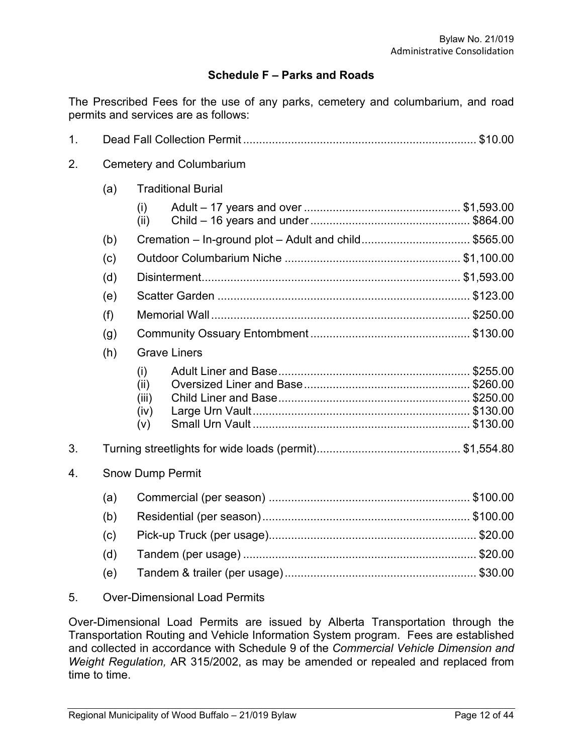## Schedule F – Parks and Roads

The Prescribed Fees for the use of any parks, cemetery and columbarium, and road permits and services are as follows:

1. Dead Fall Collection Permit ........................................................................ $10.00

2. Cemetery and Columbarium

   (a) Traditional Burial

      (i) Adult – 17 years and over ................................................ $1,593.00
      (ii) Child – 16 years and under ................................................ $864.00

   (b) Cremation – In-ground plot – Adult and child.................................. $565.00

   (c) Outdoor Columbarium Niche ...................................................... $1,100.00

   (d) Disinterment................................................................................ $1,593.00

   (e) Scatter Garden .............................................................................. $123.00

   (f) Memorial Wall ................................................................................ $250.00

   (g) Community Ossuary Entombment .................................................. $130.00

   (h) Grave Liners

      (i) Adult Liner and Base........................................................... $255.00
      (ii) Oversized Liner and Base................................................... $260.00
      (iii) Child Liner and Base........................................................... $250.00
      (iv) Large Urn Vault................................................................... $130.00
      (v) Small Urn Vault ................................................................... $130.00

3. Turning streetlights for wide loads (permit)............................................ $1,554.80

4. Snow Dump Permit

   (a) Commercial (per season) .............................................................. $100.00

   (b) Residential (per season)................................................................ $100.00

   (c) Pick-up Truck (per usage)................................................................ $20.00

   (d) Tandem (per usage) ........................................................................ $20.00

   (e) Tandem & trailer (per usage)........................................................... $30.00

5. Over-Dimensional Load Permits

Over-Dimensional Load Permits are issued by Alberta Transportation through the Transportation Routing and Vehicle Information System program. Fees are established and collected in accordance with Schedule 9 of the *Commercial Vehicle Dimension and Weight Regulation,* AR 315/2002, as may be amended or repealed and replaced from time to time.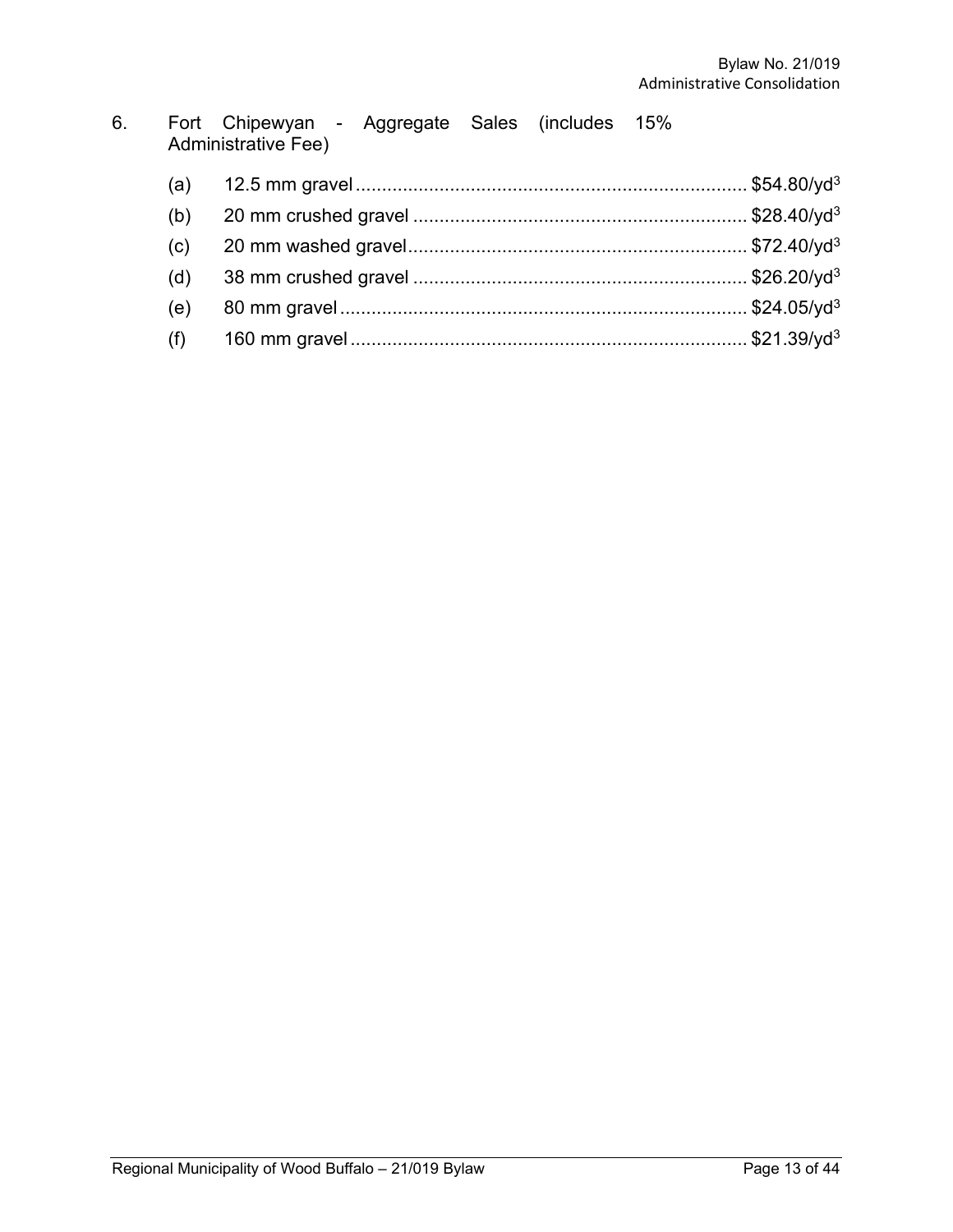6. Fort Chipewyan - Aggregate Sales (includes 15% Administrative Fee)

   (a) 12.5 mm gravel .......... $54.80/yd$^3$

   (b) 20 mm crushed gravel .......... $28.40/yd$^3$

   (c) 20 mm washed gravel .......... $72.40/yd$^3$

   (d) 38 mm crushed gravel .......... $26.20/yd$^3$

   (e) 80 mm gravel .......... $24.05/yd$^3$

   (f) 160 mm gravel .......... $21.39/yd$^3$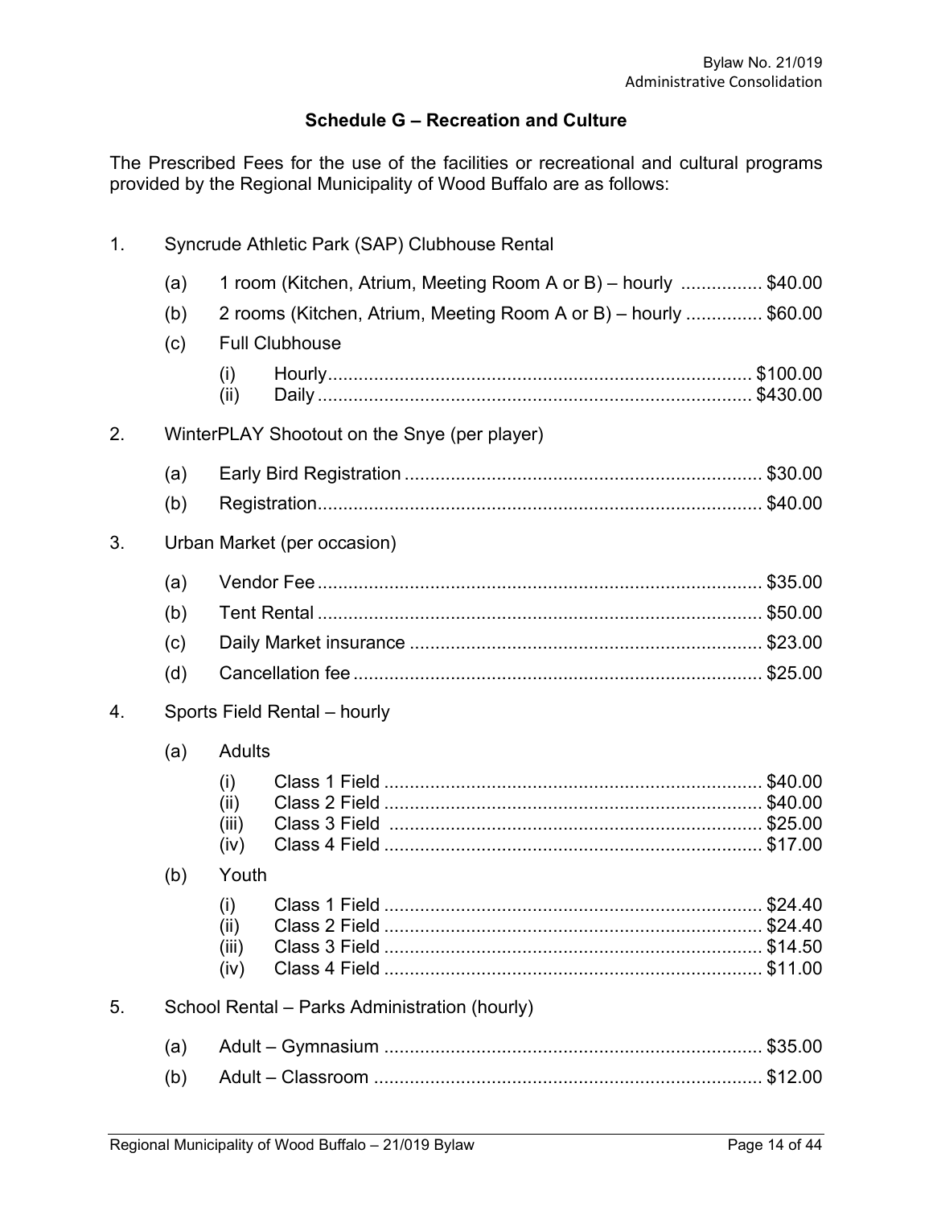## Schedule G – Recreation and Culture

The Prescribed Fees for the use of the facilities or recreational and cultural programs provided by the Regional Municipality of Wood Buffalo are as follows:

1. Syncrude Athletic Park (SAP) Clubhouse Rental

   (a) 1 room (Kitchen, Atrium, Meeting Room A or B) – hourly ................ $40.00

   (b) 2 rooms (Kitchen, Atrium, Meeting Room A or B) – hourly ............... $60.00

   (c) Full Clubhouse

      (i) Hourly.................................................................................. $100.00
      (ii) Daily .................................................................................. $430.00

2. WinterPLAY Shootout on the Snye (per player)

   (a) Early Bird Registration ..................................................................... $30.00

   (b) Registration...................................................................................... $40.00

3. Urban Market (per occasion)

   (a) Vendor Fee ...................................................................................... $35.00

   (b) Tent Rental ...................................................................................... $50.00

   (c) Daily Market insurance .................................................................... $23.00

   (d) Cancellation fee ............................................................................... $25.00

4. Sports Field Rental – hourly

   (a) Adults

      (i) Class 1 Field ......................................................................... $40.00
      (ii) Class 2 Field ......................................................................... $40.00
      (iii) Class 3 Field ......................................................................... $25.00
      (iv) Class 4 Field ......................................................................... $17.00

   (b) Youth

      (i) Class 1 Field ......................................................................... $24.40
      (ii) Class 2 Field ......................................................................... $24.40
      (iii) Class 3 Field ......................................................................... $14.50
      (iv) Class 4 Field ......................................................................... $11.00

5. School Rental – Parks Administration (hourly)

   (a) Adult – Gymnasium ......................................................................... $35.00

   (b) Adult – Classroom ........................................................................... $12.00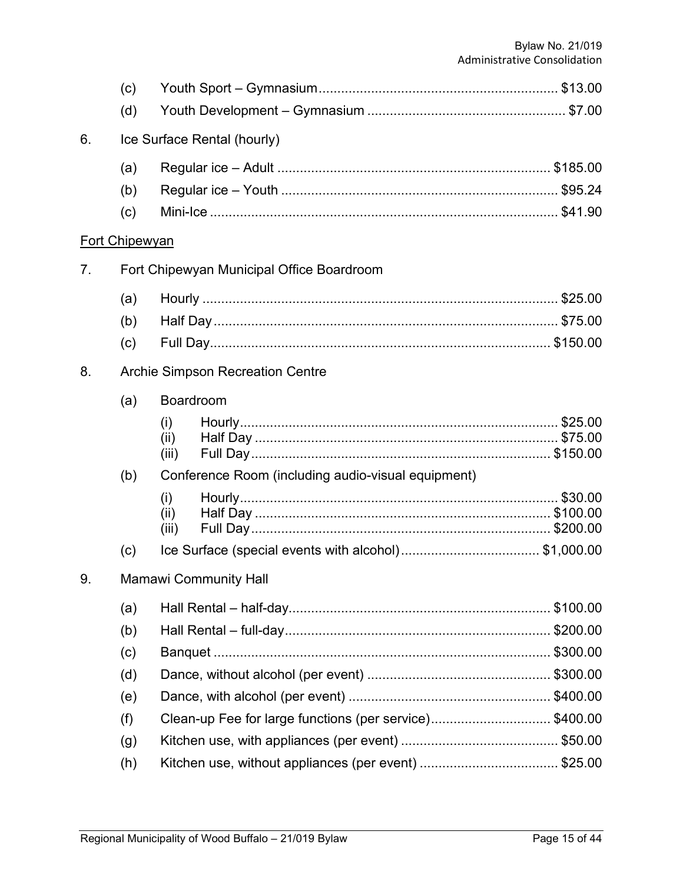(c) Youth Sport – Gymnasium ............................................................... $13.00

(d) Youth Development – Gymnasium .................................................... $7.00

6. Ice Surface Rental (hourly)

(a) Regular ice – Adult ........................................................................ $185.00

(b) Regular ice – Youth ........................................................................ $95.24

(c) Mini-Ice ............................................................................................ $41.90

Fort Chipewyan

7. Fort Chipewyan Municipal Office Boardroom

(a) Hourly ............................................................................................... $25.00

(b) Half Day ........................................................................................... $75.00

(c) Full Day ........................................................................................... $150.00

8. Archie Simpson Recreation Centre

(a) Boardroom

(i) Hourly .................................................................................... $25.00
(ii) Half Day ................................................................................ $75.00
(iii) Full Day ................................................................................ $150.00

(b) Conference Room (including audio-visual equipment)

(i) Hourly .................................................................................... $30.00
(ii) Half Day .............................................................................. $100.00
(iii) Full Day ................................................................................ $200.00

(c) Ice Surface (special events with alcohol) ..................................... $1,000.00

9. Mamawi Community Hall

(a) Hall Rental – half-day ..................................................................... $100.00

(b) Hall Rental – full-day ...................................................................... $200.00

(c) Banquet .......................................................................................... $300.00

(d) Dance, without alcohol (per event) ................................................ $300.00

(e) Dance, with alcohol (per event) ...................................................... $400.00

(f) Clean-up Fee for large functions (per service) ................................ $400.00

(g) Kitchen use, with appliances (per event) .......................................... $50.00

(h) Kitchen use, without appliances (per event) ..................................... $25.00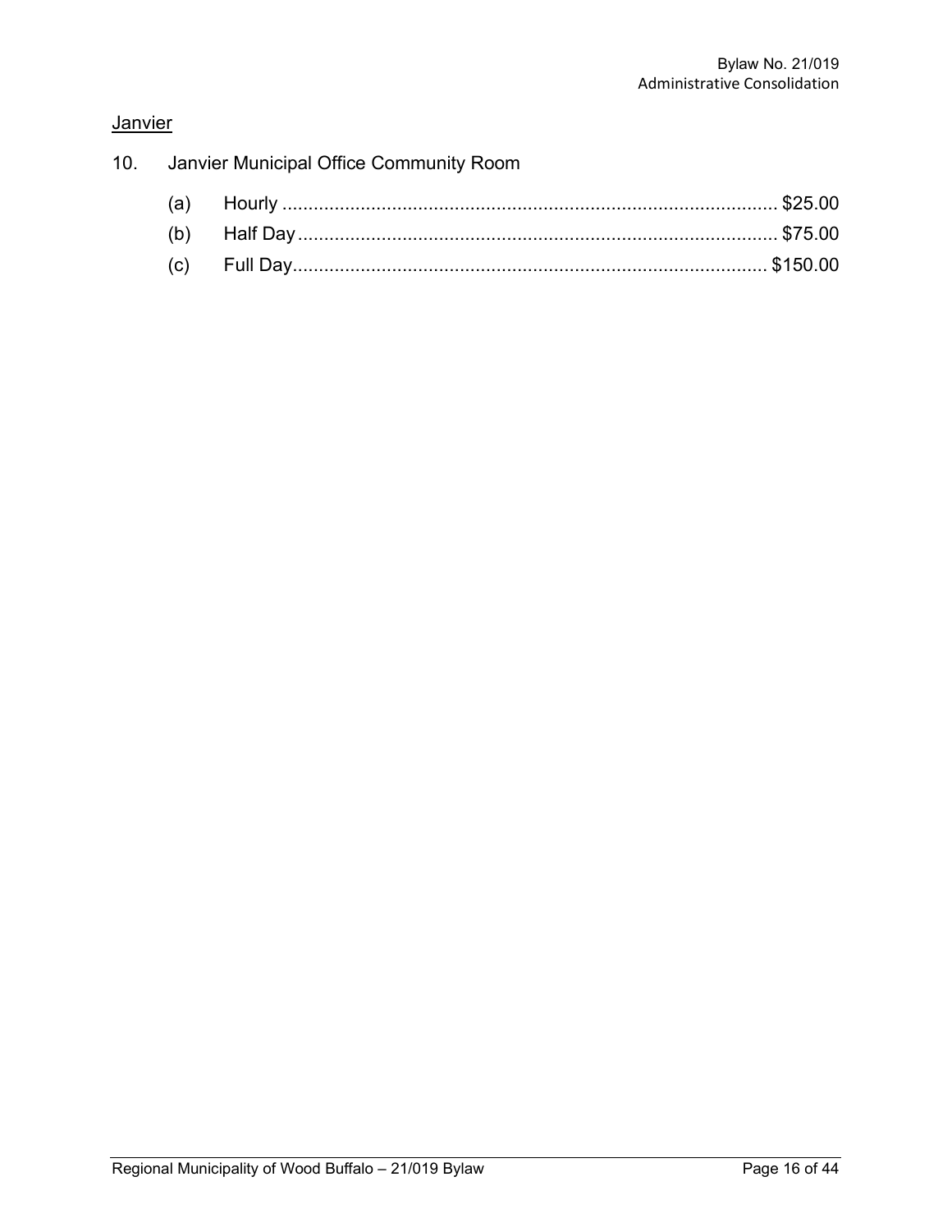Janvier

10. Janvier Municipal Office Community Room

    (a) Hourly .............................................................................................. $25.00
    (b) Half Day ........................................................................................... $75.00
    (c) Full Day ........................................................................................... $150.00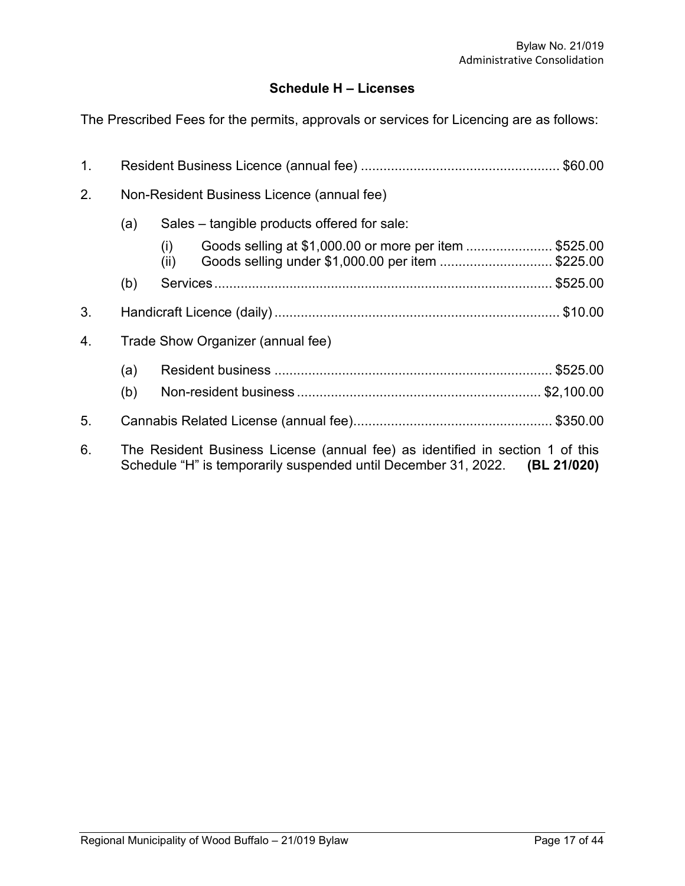## Schedule H – Licenses

The Prescribed Fees for the permits, approvals or services for Licencing are as follows:

1. Resident Business Licence (annual fee) ..................................................... $60.00

2. Non-Resident Business Licence (annual fee)

   (a) Sales – tangible products offered for sale:

   (i) Goods selling at $1,000.00 or more per item ....................... $525.00
   (ii) Goods selling under $1,000.00 per item .............................. $225.00

   (b) Services .......................................................................................... $525.00

3. Handicraft Licence (daily) ............................................................................ $10.00

4. Trade Show Organizer (annual fee)

   (a) Resident business .......................................................................... $525.00

   (b) Non-resident business ................................................................. $2,100.00

5. Cannabis Related License (annual fee)..................................................... $350.00

6. The Resident Business License (annual fee) as identified in section 1 of this Schedule "H" is temporarily suspended until December 31, 2022. **(BL 21/020)**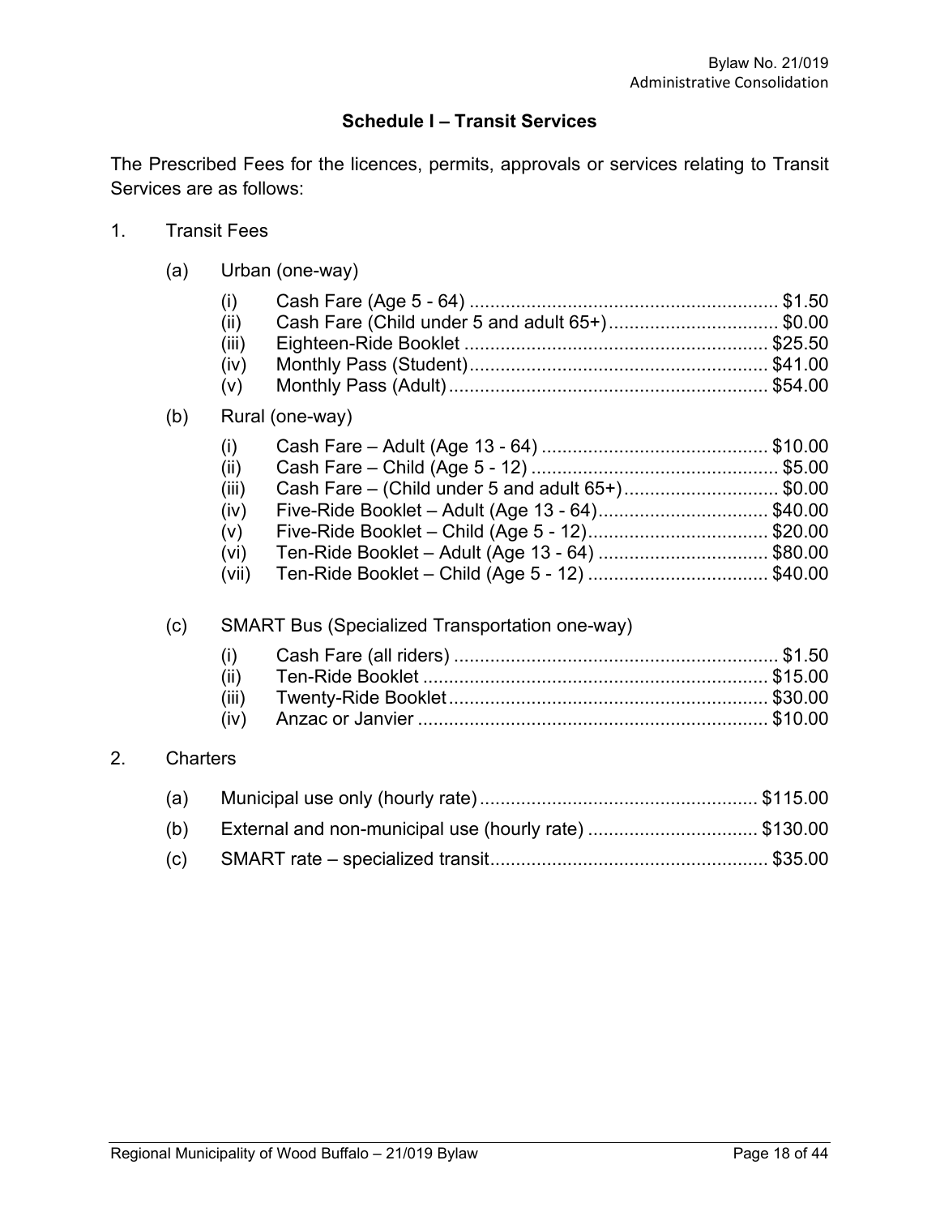## Schedule I – Transit Services

The Prescribed Fees for the licences, permits, approvals or services relating to Transit Services are as follows:

1. Transit Fees

   (a) Urban (one-way)

   (i) Cash Fare (Age 5 - 64) ............................................................ $1.50
   (ii) Cash Fare (Child under 5 and adult 65+) ................................. $0.00
   (iii) Eighteen-Ride Booklet ........................................................... $25.50
   (iv) Monthly Pass (Student).......................................................... $41.00
   (v) Monthly Pass (Adult)............................................................. $54.00

   (b) Rural (one-way)

   (i) Cash Fare – Adult (Age 13 - 64) ............................................ $10.00
   (ii) Cash Fare – Child (Age 5 - 12) ................................................ $5.00
   (iii) Cash Fare – (Child under 5 and adult 65+).............................. $0.00
   (iv) Five-Ride Booklet – Adult (Age 13 - 64)................................. $40.00
   (v) Five-Ride Booklet – Child (Age 5 - 12)................................... $20.00
   (vi) Ten-Ride Booklet – Adult (Age 13 - 64) ................................. $80.00
   (vii) Ten-Ride Booklet – Child (Age 5 - 12) ................................... $40.00

   (c) SMART Bus (Specialized Transportation one-way)

   (i) Cash Fare (all riders) ............................................................... $1.50
   (ii) Ten-Ride Booklet ................................................................... $15.00
   (iii) Twenty-Ride Booklet.............................................................. $30.00
   (iv) Anzac or Janvier .................................................................... $10.00

2. Charters

   (a) Municipal use only (hourly rate)...................................................... $115.00
   (b) External and non-municipal use (hourly rate) ................................. $130.00
   (c) SMART rate – specialized transit...................................................... $35.00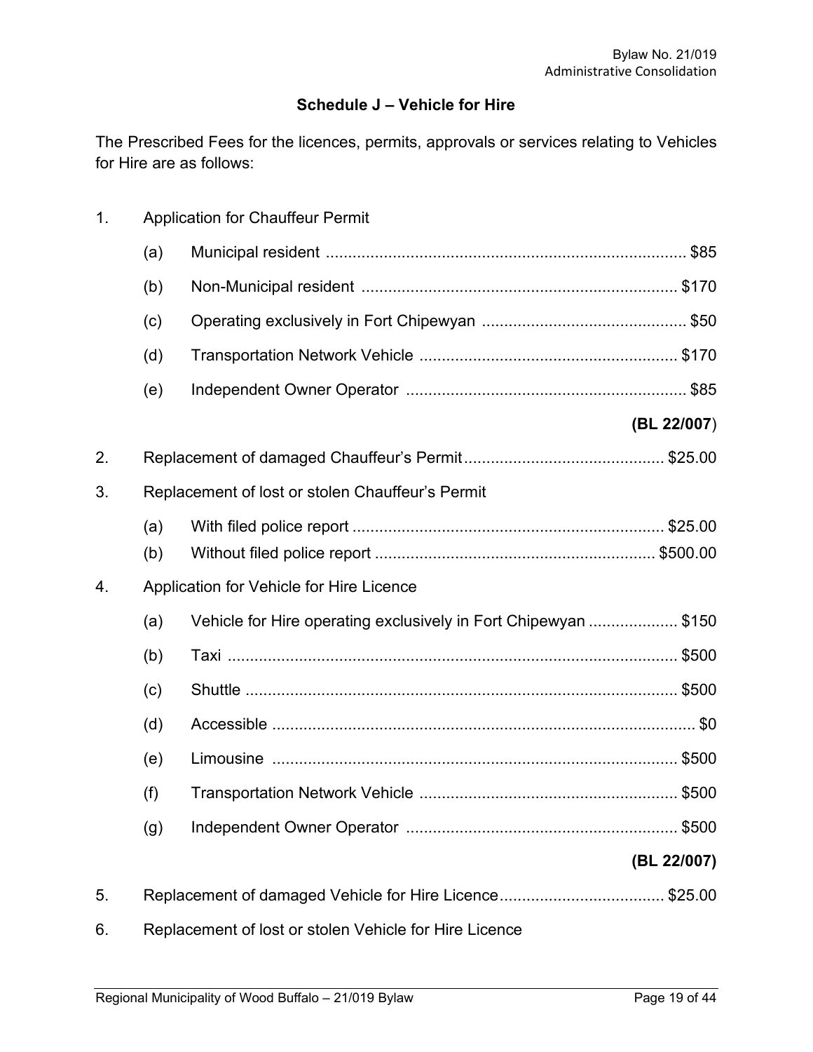### Schedule J – Vehicle for Hire

The Prescribed Fees for the licences, permits, approvals or services relating to Vehicles for Hire are as follows:

1. Application for Chauffeur Permit
   - (a) Municipal resident .......... $85
   - (b) Non-Municipal resident .......... $170
   - (c) Operating exclusively in Fort Chipewyan .......... $50
   - (d) Transportation Network Vehicle .......... $170
   - (e) Independent Owner Operator .......... $85

   **(BL 22/007)**

2. Replacement of damaged Chauffeur's Permit .......... $25.00
3. Replacement of lost or stolen Chauffeur's Permit
   - (a) With filed police report .......... $25.00
   - (b) Without filed police report .......... $500.00
4. Application for Vehicle for Hire Licence
   - (a) Vehicle for Hire operating exclusively in Fort Chipewyan .......... $150
   - (b) Taxi .......... $500
   - (c) Shuttle .......... $500
   - (d) Accessible .......... $0
   - (e) Limousine .......... $500
   - (f) Transportation Network Vehicle .......... $500
   - (g) Independent Owner Operator .......... $500

   **(BL 22/007)**

5. Replacement of damaged Vehicle for Hire Licence .......... $25.00
6. Replacement of lost or stolen Vehicle for Hire Licence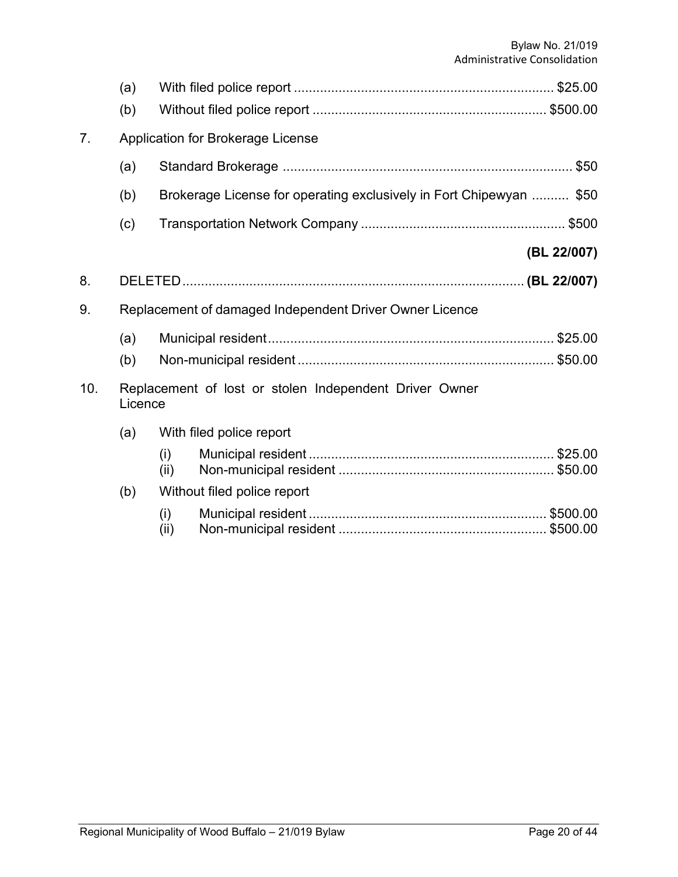(a) With filed police report ..................................................................... $25.00

(b) Without filed police report .............................................................. $500.00

7. Application for Brokerage License

   (a) Standard Brokerage ............................................................................ $50

   (b) Brokerage License for operating exclusively in Fort Chipewyan .......... $50

   (c) Transportation Network Company ...................................................... $500

   **(BL 22/007)**

8. DELETED........................................................................................... **(BL 22/007)**

9. Replacement of damaged Independent Driver Owner Licence

   (a) Municipal resident............................................................................ $25.00

   (b) Non-municipal resident .................................................................... $50.00

10. Replacement of lost or stolen Independent Driver Owner Licence

    (a) With filed police report

       (i) Municipal resident ................................................................. $25.00

       (ii) Non-municipal resident .......................................................... $50.00

    (b) Without filed police report

       (i) Municipal resident ............................................................... $500.00

       (ii) Non-municipal resident ....................................................... $500.00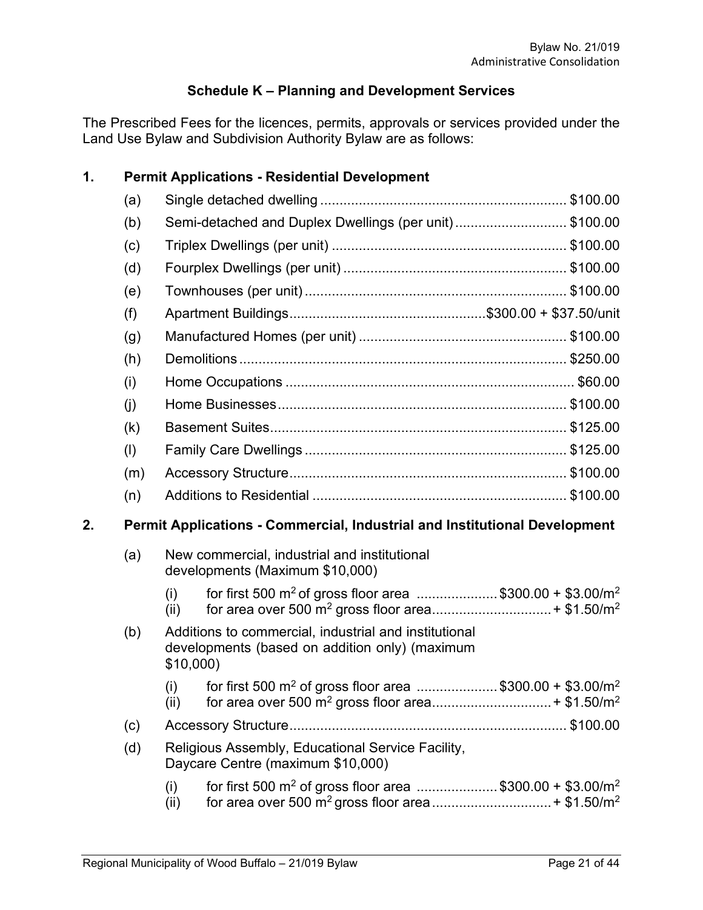## Schedule K – Planning and Development Services

The Prescribed Fees for the licences, permits, approvals or services provided under the Land Use Bylaw and Subdivision Authority Bylaw are as follows:

### 1. Permit Applications - Residential Development

(a) Single detached dwelling ................................................................ \$100.00

(b) Semi-detached and Duplex Dwellings (per unit) ............................. \$100.00

(c) Triplex Dwellings (per unit) ............................................................ \$100.00

(d) Fourplex Dwellings (per unit) .......................................................... \$100.00

(e) Townhouses (per unit) .................................................................... \$100.00

(f) Apartment Buildings...................................................\$300.00 + \$37.50/unit

(g) Manufactured Homes (per unit) ...................................................... \$100.00

(h) Demolitions ..................................................................................... \$250.00

(i) Home Occupations ............................................................................ \$60.00

(j) Home Businesses............................................................................ \$100.00

(k) Basement Suites.............................................................................. \$125.00

(l) Family Care Dwellings ..................................................................... \$125.00

(m) Accessory Structure........................................................................ \$100.00

(n) Additions to Residential .................................................................. \$100.00

### 2. Permit Applications - Commercial, Industrial and Institutional Development

(a) New commercial, industrial and institutional developments (Maximum \$10,000)

- (i) for first 500 $m^2$ of gross floor area ..................... \$300.00 + \$3.00/$m^2$
- (ii) for area over 500 $m^2$ gross floor area............................... + \$1.50/$m^2$

(b) Additions to commercial, industrial and institutional developments (based on addition only) (maximum \$10,000)

- (i) for first 500 $m^2$ of gross floor area ..................... \$300.00 + \$3.00/$m^2$
- (ii) for area over 500 $m^2$ gross floor area............................... + \$1.50/$m^2$

(c) Accessory Structure........................................................................ \$100.00

(d) Religious Assembly, Educational Service Facility, Daycare Centre (maximum \$10,000)

- (i) for first 500 $m^2$ of gross floor area ..................... \$300.00 + \$3.00/$m^2$
- (ii) for area over 500 $m^2$ gross floor area............................... + \$1.50/$m^2$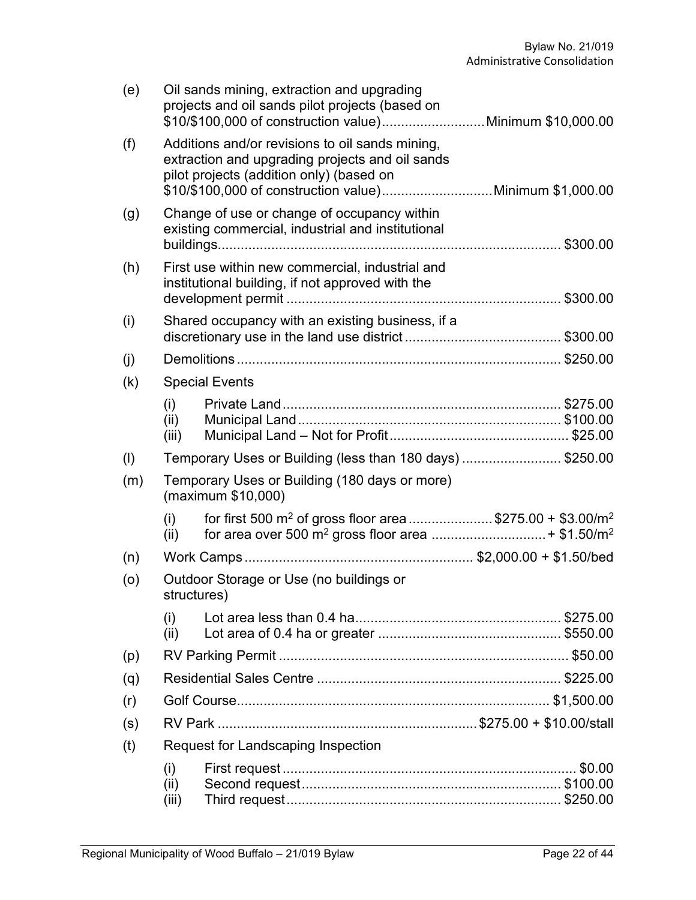(e) Oil sands mining, extraction and upgrading projects and oil sands pilot projects (based on \$10/\$100,000 of construction value) .......................... Minimum \$10,000.00

(f) Additions and/or revisions to oil sands mining, extraction and upgrading projects and oil sands pilot projects (addition only) (based on \$10/\$100,000 of construction value) ............................ Minimum \$1,000.00

(g) Change of use or change of occupancy within existing commercial, industrial and institutional buildings ......................................................................................... \$300.00

(h) First use within new commercial, industrial and institutional building, if not approved with the development permit ....................................................................... \$300.00

(i) Shared occupancy with an existing business, if a discretionary use in the land use district ........................................ \$300.00

(j) Demolitions .................................................................................... \$250.00

(k) Special Events

- (i) Private Land ........................................................................ \$275.00
- (ii) Municipal Land .................................................................... \$100.00
- (iii) Municipal Land – Not for Profit ............................................... \$25.00

(l) Temporary Uses or Building (less than 180 days) .......................... \$250.00

(m) Temporary Uses or Building (180 days or more) (maximum \$10,000)

- (i) for first 500 m$^2$ of gross floor area ..................... \$275.00 + \$3.00/m$^2$
- (ii) for area over 500 m$^2$ gross floor area ............................. + \$1.50/m$^2$

(n) Work Camps ........................................................... \$2,000.00 + \$1.50/bed

(o) Outdoor Storage or Use (no buildings or structures)

- (i) Lot area less than 0.4 ha ..................................................... \$275.00
- (ii) Lot area of 0.4 ha or greater ............................................... \$550.00

(p) RV Parking Permit ............................................................................ \$50.00

(q) Residential Sales Centre ............................................................... \$225.00

(r) Golf Course .................................................................................. \$1,500.00

(s) RV Park ................................................................... \$275.00 + \$10.00/stall

(t) Request for Landscaping Inspection

- (i) First request ............................................................................ \$0.00
- (ii) Second request .................................................................... \$100.00
- (iii) Third request ....................................................................... \$250.00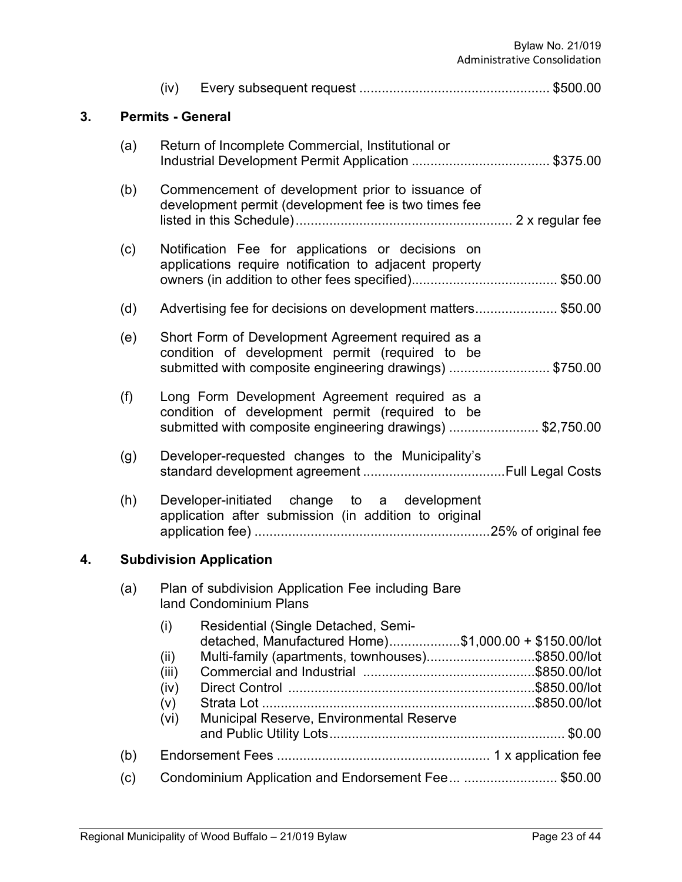(iv) Every subsequent request .................................................. $500.00

## 3. Permits - General

(a) Return of Incomplete Commercial, Institutional or Industrial Development Permit Application .................................... $375.00

(b) Commencement of development prior to issuance of development permit (development fee is two times fee listed in this Schedule)......................................................... 2 x regular fee

(c) Notification Fee for applications or decisions on applications require notification to adjacent property owners (in addition to other fees specified)....................................... $50.00

(d) Advertising fee for decisions on development matters...................... $50.00

(e) Short Form of Development Agreement required as a condition of development permit (required to be submitted with composite engineering drawings) ........................... $750.00

(f) Long Form Development Agreement required as a condition of development permit (required to be submitted with composite engineering drawings) ........................ $2,750.00

(g) Developer-requested changes to the Municipality's standard development agreement ......................................Full Legal Costs

(h) Developer-initiated change to a development application after submission (in addition to original application fee) ...............................................................25% of original fee

## 4. Subdivision Application

(a) Plan of subdivision Application Fee including Bare land Condominium Plans

- (i) Residential (Single Detached, Semi-detached, Manufactured Home)...................$1,000.00 + $150.00/lot
- (ii) Multi-family (apartments, townhouses).............................$850.00/lot
- (iii) Commercial and Industrial .............................................$850.00/lot
- (iv) Direct Control .................................................................$850.00/lot
- (v) Strata Lot ........................................................................$850.00/lot
- (vi) Municipal Reserve, Environmental Reserve and Public Utility Lots............................................................... $0.00

(b) Endorsement Fees ......................................................... 1 x application fee

(c) Condominium Application and Endorsement Fee... ......................... $50.00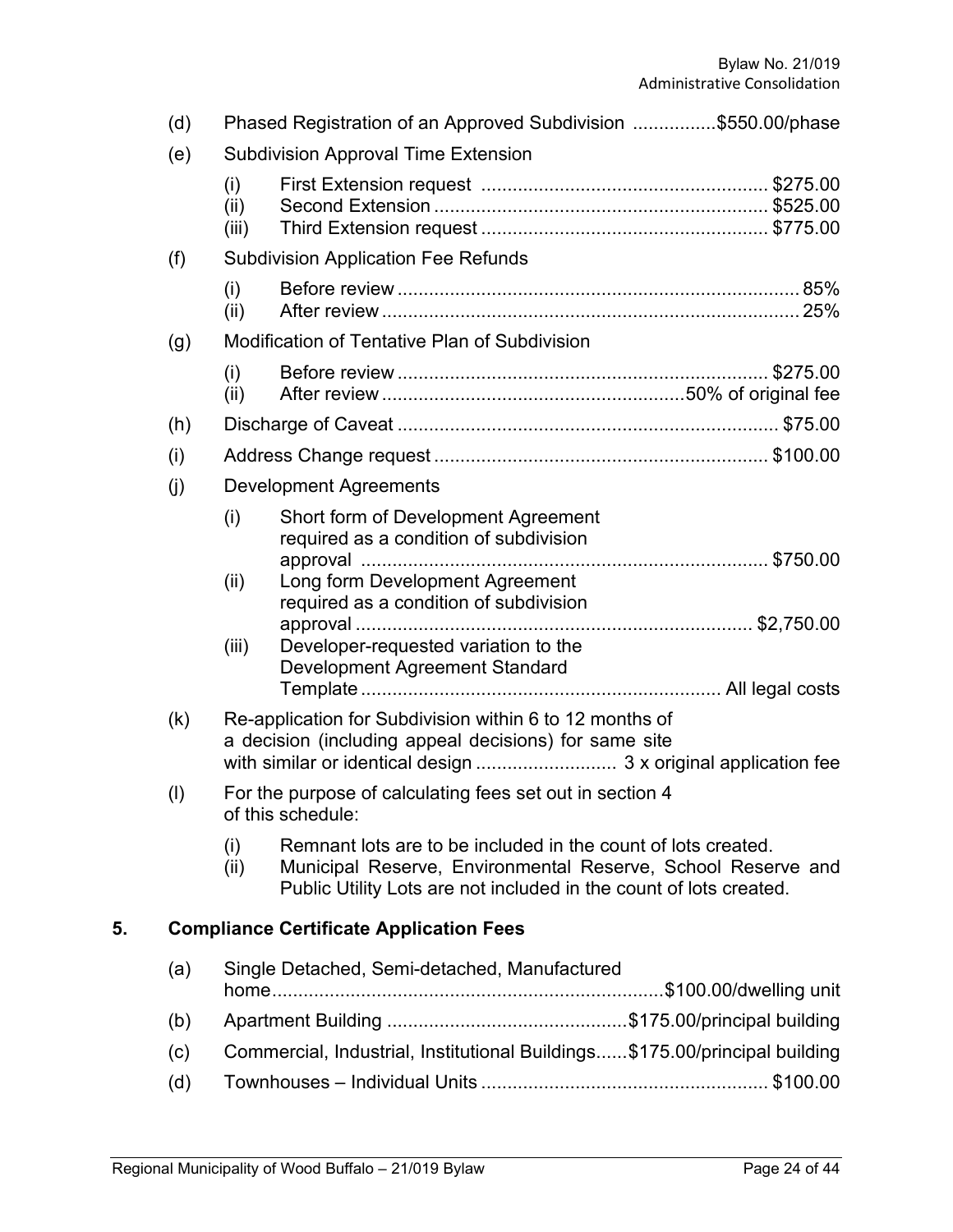(d) Phased Registration of an Approved Subdivision ................$550.00/phase

(e) Subdivision Approval Time Extension

- (i) First Extension request ...................................................... $275.00
- (ii) Second Extension ............................................................... $525.00
- (iii) Third Extension request ...................................................... $775.00

(f) Subdivision Application Fee Refunds

- (i) Before review ........................................................................... 85%
- (ii) After review .............................................................................. 25%

(g) Modification of Tentative Plan of Subdivision

- (i) Before review ...................................................................... $275.00
- (ii) After review .........................................................50% of original fee

(h) Discharge of Caveat ........................................................................ $75.00

(i) Address Change request ............................................................... $100.00

(j) Development Agreements

- (i) Short form of Development Agreement required as a condition of subdivision approval ............................................................................ $750.00
- (ii) Long form Development Agreement required as a condition of subdivision approval .......................................................................... $2,750.00
- (iii) Developer-requested variation to the Development Agreement Standard Template .................................................................... All legal costs

(k) Re-application for Subdivision within 6 to 12 months of a decision (including appeal decisions) for same site with similar or identical design ........................... 3 x original application fee

(l) For the purpose of calculating fees set out in section 4 of this schedule:

- (i) Remnant lots are to be included in the count of lots created.
- (ii) Municipal Reserve, Environmental Reserve, School Reserve and Public Utility Lots are not included in the count of lots created.

## 5. Compliance Certificate Application Fees

(a) Single Detached, Semi-detached, Manufactured home..........................................................................$100.00/dwelling unit

(b) Apartment Building .............................................$175.00/principal building

(c) Commercial, Industrial, Institutional Buildings......$175.00/principal building

(d) Townhouses – Individual Units ...................................................... $100.00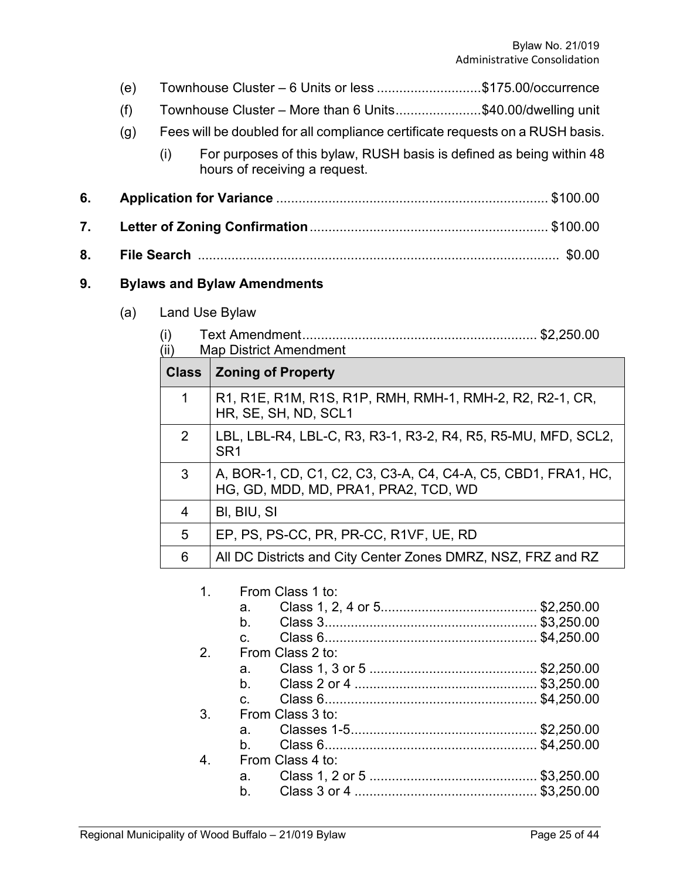(e) Townhouse Cluster – 6 Units or less ............................$175.00/occurrence

(f) Townhouse Cluster – More than 6 Units.......................$40.00/dwelling unit

(g) Fees will be doubled for all compliance certificate requests on a RUSH basis.

   (i) For purposes of this bylaw, RUSH basis is defined as being within 48 hours of receiving a request.

**6. Application for Variance** ........................................................................ $100.00

**7. Letter of Zoning Confirmation** ............................................................... $100.00

**8. File Search** ................................................................................................ $0.00

**9. Bylaws and Bylaw Amendments**

(a) Land Use Bylaw

   (i) Text Amendment.............................................................. $2,250.00

   (ii) Map District Amendment

| Class | Zoning of Property |
|---|---|
| 1 | R1, R1E, R1M, R1S, R1P, RMH, RMH-1, RMH-2, R2, R2-1, CR, HR, SE, SH, ND, SCL1 |
| 2 | LBL, LBL-R4, LBL-C, R3, R3-1, R3-2, R4, R5, R5-MU, MFD, SCL2, SR1 |
| 3 | A, BOR-1, CD, C1, C2, C3, C3-A, C4, C4-A, C5, CBD1, FRA1, HC, HG, GD, MDD, MD, PRA1, PRA2, TCD, WD |
| 4 | BI, BIU, SI |
| 5 | EP, PS, PS-CC, PR, PR-CC, R1VF, UE, RD |
| 6 | All DC Districts and City Center Zones DMRZ, NSZ, FRZ and RZ |

1. From Class 1 to:
   a. Class 1, 2, 4 or 5.......................................... $2,250.00
   b. Class 3......................................................... $3,250.00
   c. Class 6......................................................... $4,250.00
2. From Class 2 to:
   a. Class 1, 3 or 5 ............................................ $2,250.00
   b. Class 2 or 4 ................................................ $3,250.00
   c. Class 6......................................................... $4,250.00
3. From Class 3 to:
   a. Classes 1-5.................................................. $2,250.00
   b. Class 6......................................................... $4,250.00
4. From Class 4 to:
   a. Class 1, 2 or 5 ............................................ $3,250.00
   b. Class 3 or 4 ................................................ $3,250.00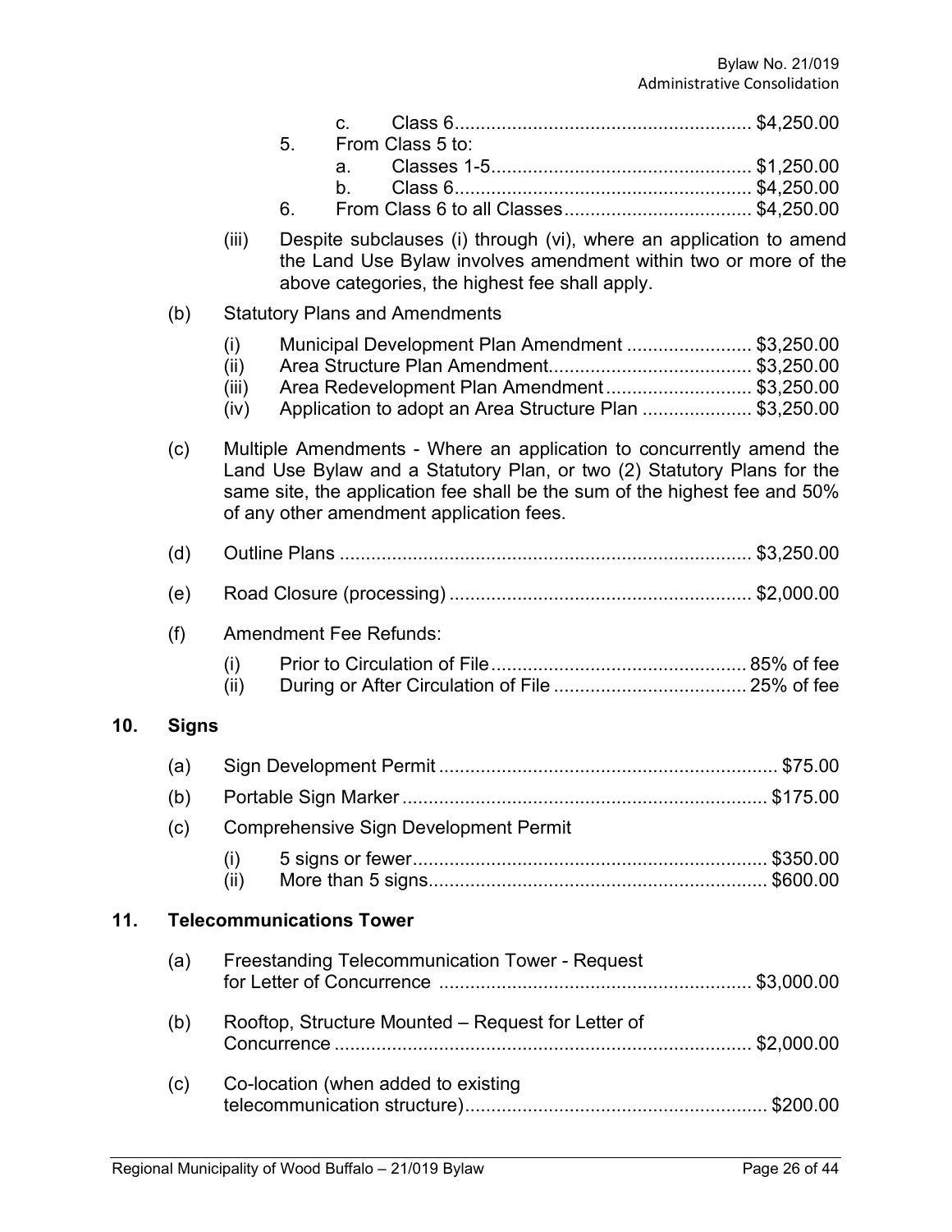c. Class 6 ........................................................ $4,250.00

5. From Class 5 to:

   a. Classes 1-5 ................................................. $1,250.00

   b. Class 6 ........................................................ $4,250.00

6. From Class 6 to all Classes ................................... $4,250.00

(iii) Despite subclauses (i) through (vi), where an application to amend the Land Use Bylaw involves amendment within two or more of the above categories, the highest fee shall apply.

(b) Statutory Plans and Amendments

- (i) Municipal Development Plan Amendment ........................ $3,250.00
- (ii) Area Structure Plan Amendment....................................... $3,250.00
- (iii) Area Redevelopment Plan Amendment ............................ $3,250.00
- (iv) Application to adopt an Area Structure Plan ..................... $3,250.00

(c) Multiple Amendments - Where an application to concurrently amend the Land Use Bylaw and a Statutory Plan, or two (2) Statutory Plans for the same site, the application fee shall be the sum of the highest fee and 50% of any other amendment application fees.

(d) Outline Plans .............................................................................. $3,250.00

(e) Road Closure (processing) ......................................................... $2,000.00

(f) Amendment Fee Refunds:

- (i) Prior to Circulation of File ................................................ 85% of fee
- (ii) During or After Circulation of File .................................... 25% of fee

## 10. Signs

(a) Sign Development Permit ................................................................ $75.00

(b) Portable Sign Marker ..................................................................... $175.00

(c) Comprehensive Sign Development Permit

- (i) 5 signs or fewer................................................................... $350.00
- (ii) More than 5 signs................................................................ $600.00

## 11. Telecommunications Tower

(a) Freestanding Telecommunication Tower - Request for Letter of Concurrence ........................................................... $3,000.00

(b) Rooftop, Structure Mounted – Request for Letter of Concurrence ............................................................................... $2,000.00

(c) Co-location (when added to existing telecommunication structure)......................................................... $200.00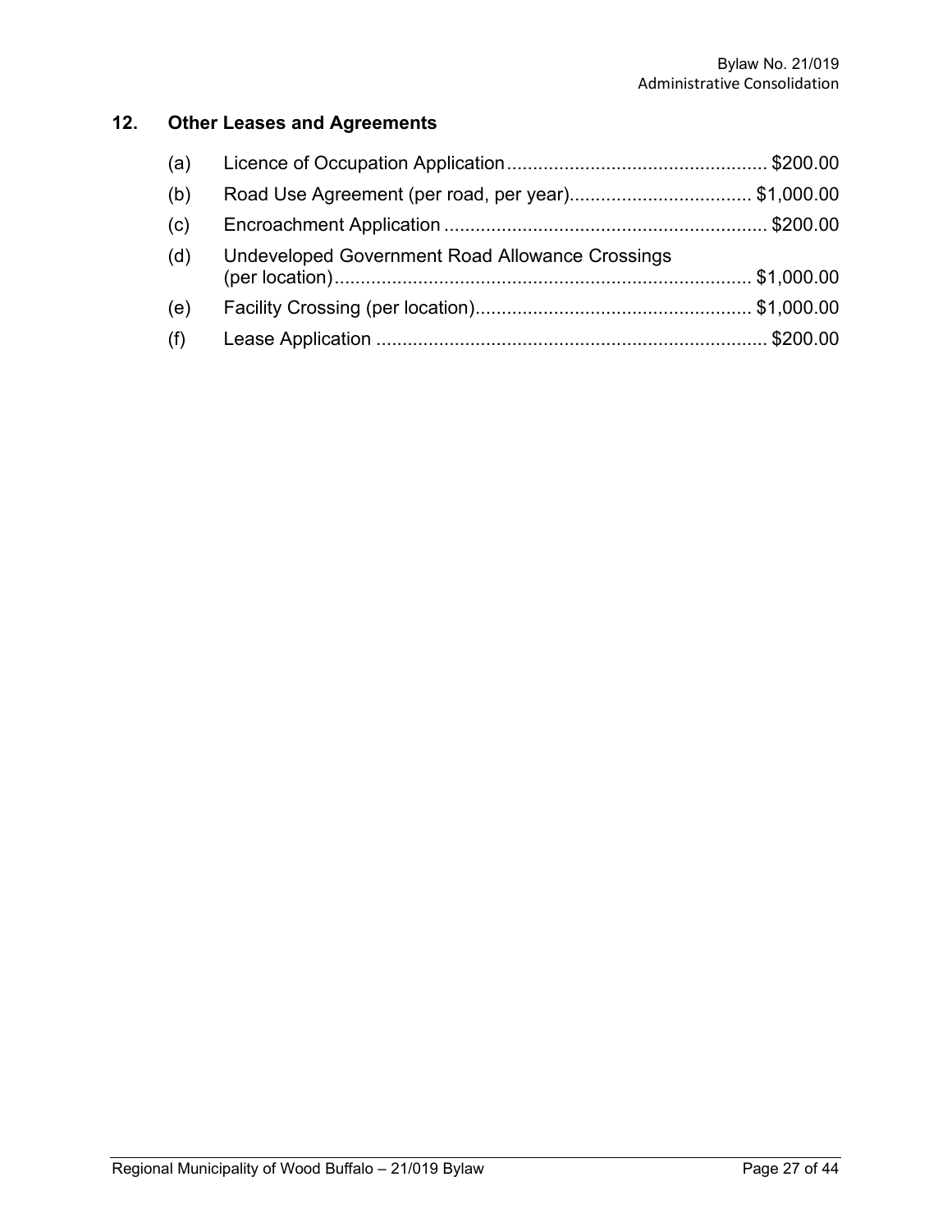## 12. Other Leases and Agreements

(a) Licence of Occupation Application .................................................. $200.00

(b) Road Use Agreement (per road, per year)................................... $1,000.00

(c) Encroachment Application .............................................................. $200.00

(d) Undeveloped Government Road Allowance Crossings (per location)................................................................................ $1,000.00

(e) Facility Crossing (per location)..................................................... $1,000.00

(f) Lease Application ........................................................................... $200.00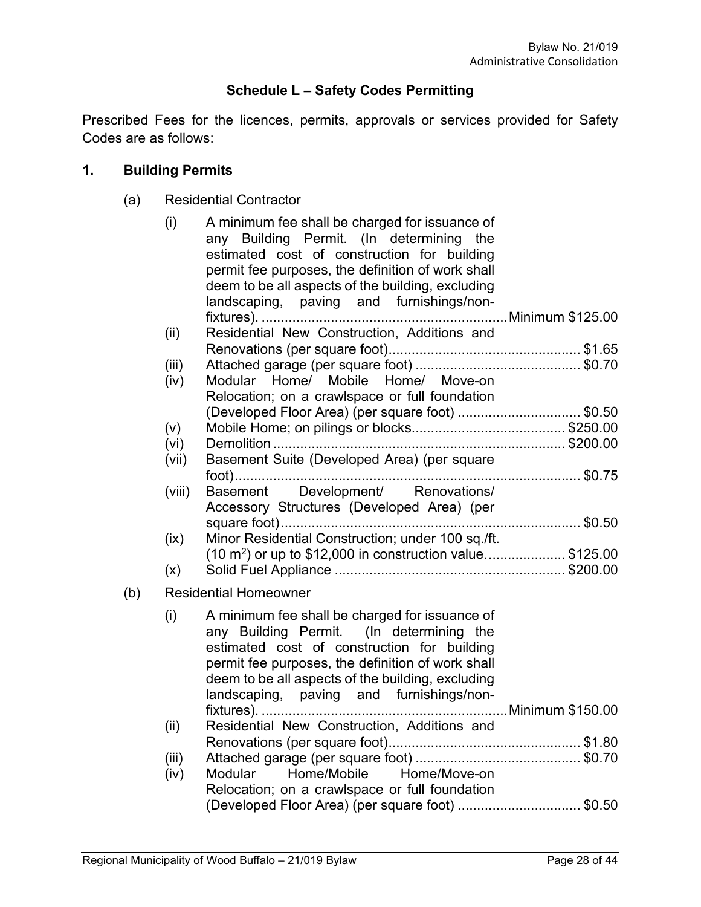## Schedule L – Safety Codes Permitting

Prescribed Fees for the licences, permits, approvals or services provided for Safety Codes are as follows:

### 1. Building Permits

(a) Residential Contractor

| | | |
|---|---|---|
| (i) | A minimum fee shall be charged for issuance of any Building Permit. (In determining the estimated cost of construction for building permit fee purposes, the definition of work shall deem to be all aspects of the building, excluding landscaping, paving and furnishings/non-fixtures). | Minimum $125.00 |
| (ii) | Residential New Construction, Additions and Renovations (per square foot) | $1.65 |
| (iii) | Attached garage (per square foot) | $0.70 |
| (iv) | Modular Home/ Mobile Home/ Move-on Relocation; on a crawlspace or full foundation (Developed Floor Area) (per square foot) | $0.50 |
| (v) | Mobile Home; on pilings or blocks | $250.00 |
| (vi) | Demolition | $200.00 |
| (vii) | Basement Suite (Developed Area) (per square foot) | $0.75 |
| (viii) | Basement Development/ Renovations/ Accessory Structures (Developed Area) (per square foot) | $0.50 |
| (ix) | Minor Residential Construction; under 100 sq./ft. (10 m$^2$) or up to $12,000 in construction value. | $125.00 |
| (x) | Solid Fuel Appliance | $200.00 |

(b) Residential Homeowner

| | | |
|---|---|---|
| (i) | A minimum fee shall be charged for issuance of any Building Permit. (In determining the estimated cost of construction for building permit fee purposes, the definition of work shall deem to be all aspects of the building, excluding landscaping, paving and furnishings/non-fixtures). | Minimum $150.00 |
| (ii) | Residential New Construction, Additions and Renovations (per square foot) | $1.80 |
| (iii) | Attached garage (per square foot) | $0.70 |
| (iv) | Modular Home/Mobile Home/Move-on Relocation; on a crawlspace or full foundation (Developed Floor Area) (per square foot) | $0.50 |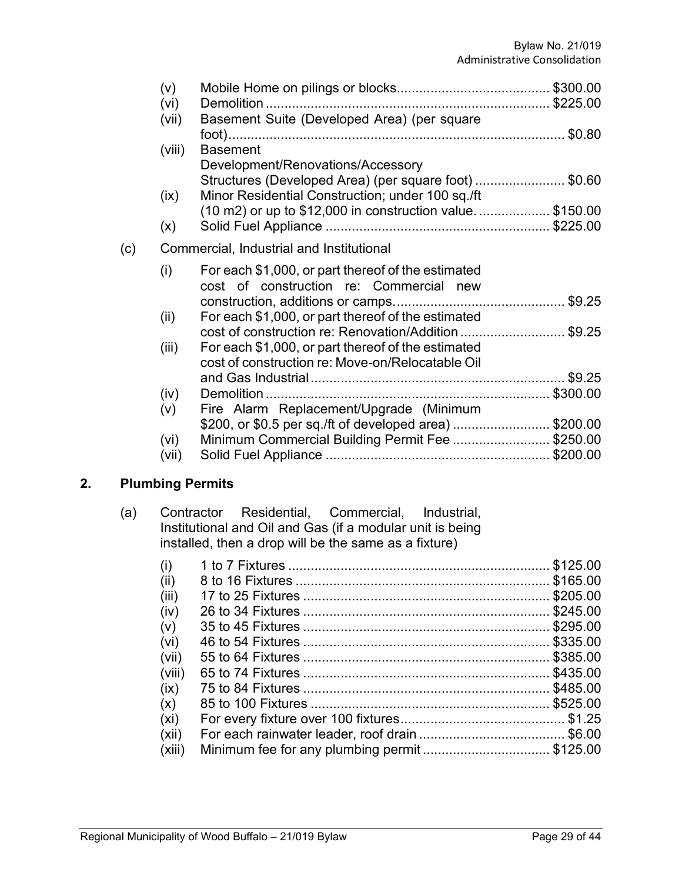(v) Mobile Home on pilings or blocks........................................ $300.00
(vi) Demolition ........................................................................... $225.00
(vii) Basement Suite (Developed Area) (per square foot)......................................................................................... $0.80
(viii) Basement Development/Renovations/Accessory Structures (Developed Area) (per square foot) ........................ $0.60
(ix) Minor Residential Construction; under 100 sq./ft (10 m2) or up to $12,000 in construction value. .................. $150.00
(x) Solid Fuel Appliance ........................................................... $225.00

(c) Commercial, Industrial and Institutional

(i) For each $1,000, or part thereof of the estimated cost of construction re: Commercial new construction, additions or camps............................................. $9.25
(ii) For each $1,000, or part thereof of the estimated cost of construction re: Renovation/Addition ............................ $9.25
(iii) For each $1,000, or part thereof of the estimated cost of construction re: Move-on/Relocatable Oil and Gas Industrial ................................................................... $9.25
(iv) Demolition ........................................................................... $300.00
(v) Fire Alarm Replacement/Upgrade (Minimum $200, or $0.5 per sq./ft of developed area) .......................... $200.00
(vi) Minimum Commercial Building Permit Fee .......................... $250.00
(vii) Solid Fuel Appliance ........................................................... $200.00

## 2. Plumbing Permits

(a) Contractor Residential, Commercial, Industrial, Institutional and Oil and Gas (if a modular unit is being installed, then a drop will be the same as a fixture)

(i) 1 to 7 Fixtures ..................................................................... $125.00
(ii) 8 to 16 Fixtures ................................................................... $165.00
(iii) 17 to 25 Fixtures ................................................................. $205.00
(iv) 26 to 34 Fixtures ................................................................. $245.00
(v) 35 to 45 Fixtures ................................................................. $295.00
(vi) 46 to 54 Fixtures ................................................................. $335.00
(vii) 55 to 64 Fixtures ................................................................. $385.00
(viii) 65 to 74 Fixtures ................................................................. $435.00
(ix) 75 to 84 Fixtures ................................................................. $485.00
(x) 85 to 100 Fixtures ............................................................... $525.00
(xi) For every fixture over 100 fixtures........................................... $1.25
(xii) For each rainwater leader, roof drain ....................................... $6.00
(xiii) Minimum fee for any plumbing permit .................................. $125.00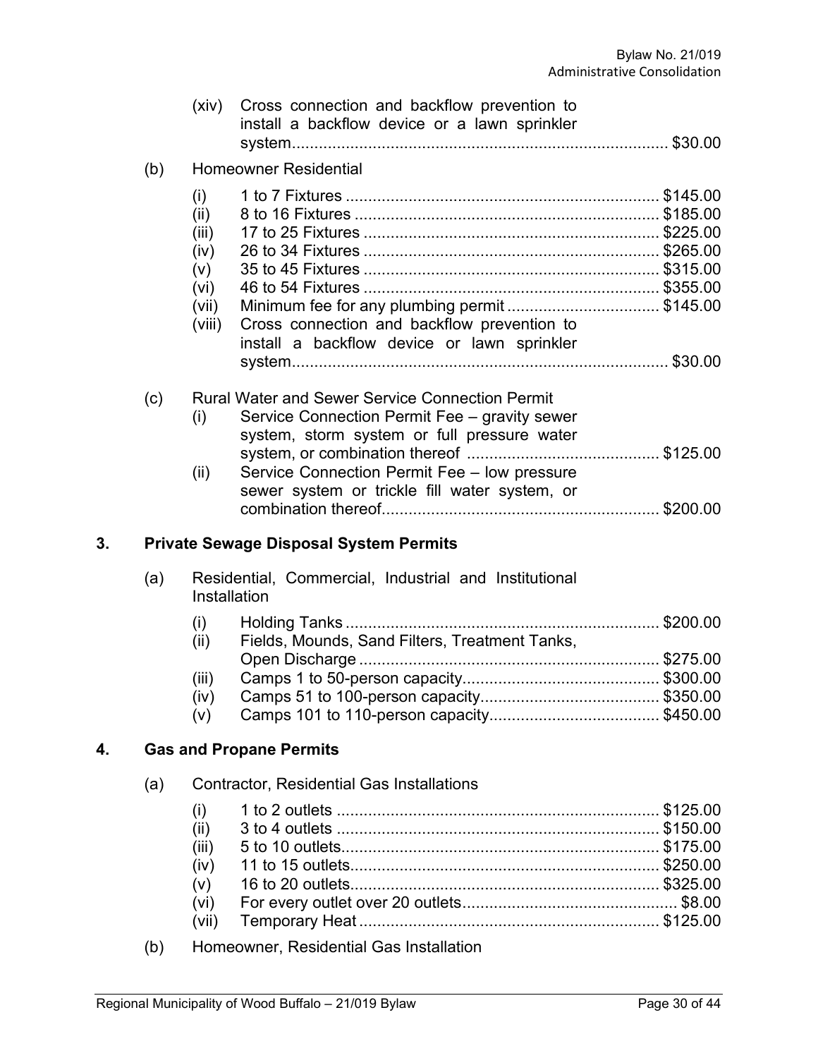(xiv) Cross connection and backflow prevention to install a backflow device or a lawn sprinkler system.................................................................................... $30.00

(b) Homeowner Residential

(i) 1 to 7 Fixtures ..................................................................... $145.00
(ii) 8 to 16 Fixtures ................................................................... $185.00
(iii) 17 to 25 Fixtures ................................................................. $225.00
(iv) 26 to 34 Fixtures ................................................................. $265.00
(v) 35 to 45 Fixtures ................................................................. $315.00
(vi) 46 to 54 Fixtures ................................................................. $355.00
(vii) Minimum fee for any plumbing permit .................................. $145.00
(viii) Cross connection and backflow prevention to install a backflow device or lawn sprinkler system.................................................................................... $30.00

(c) Rural Water and Sewer Service Connection Permit

(i) Service Connection Permit Fee – gravity sewer system, storm system or full pressure water system, or combination thereof ........................................... $125.00
(ii) Service Connection Permit Fee – low pressure sewer system or trickle fill water system, or combination thereof............................................................. $200.00

## 3. Private Sewage Disposal System Permits

(a) Residential, Commercial, Industrial and Institutional Installation

(i) Holding Tanks ..................................................................... $200.00
(ii) Fields, Mounds, Sand Filters, Treatment Tanks, Open Discharge .................................................................. $275.00
(iii) Camps 1 to 50-person capacity........................................... $300.00
(iv) Camps 51 to 100-person capacity........................................ $350.00
(v) Camps 101 to 110-person capacity...................................... $450.00

## 4. Gas and Propane Permits

(a) Contractor, Residential Gas Installations

(i) 1 to 2 outlets ....................................................................... $125.00
(ii) 3 to 4 outlets ....................................................................... $150.00
(iii) 5 to 10 outlets...................................................................... $175.00
(iv) 11 to 15 outlets.................................................................... $250.00
(v) 16 to 20 outlets.................................................................... $325.00
(vi) For every outlet over 20 outlets................................................ $8.00
(vii) Temporary Heat .................................................................. $125.00

(b) Homeowner, Residential Gas Installation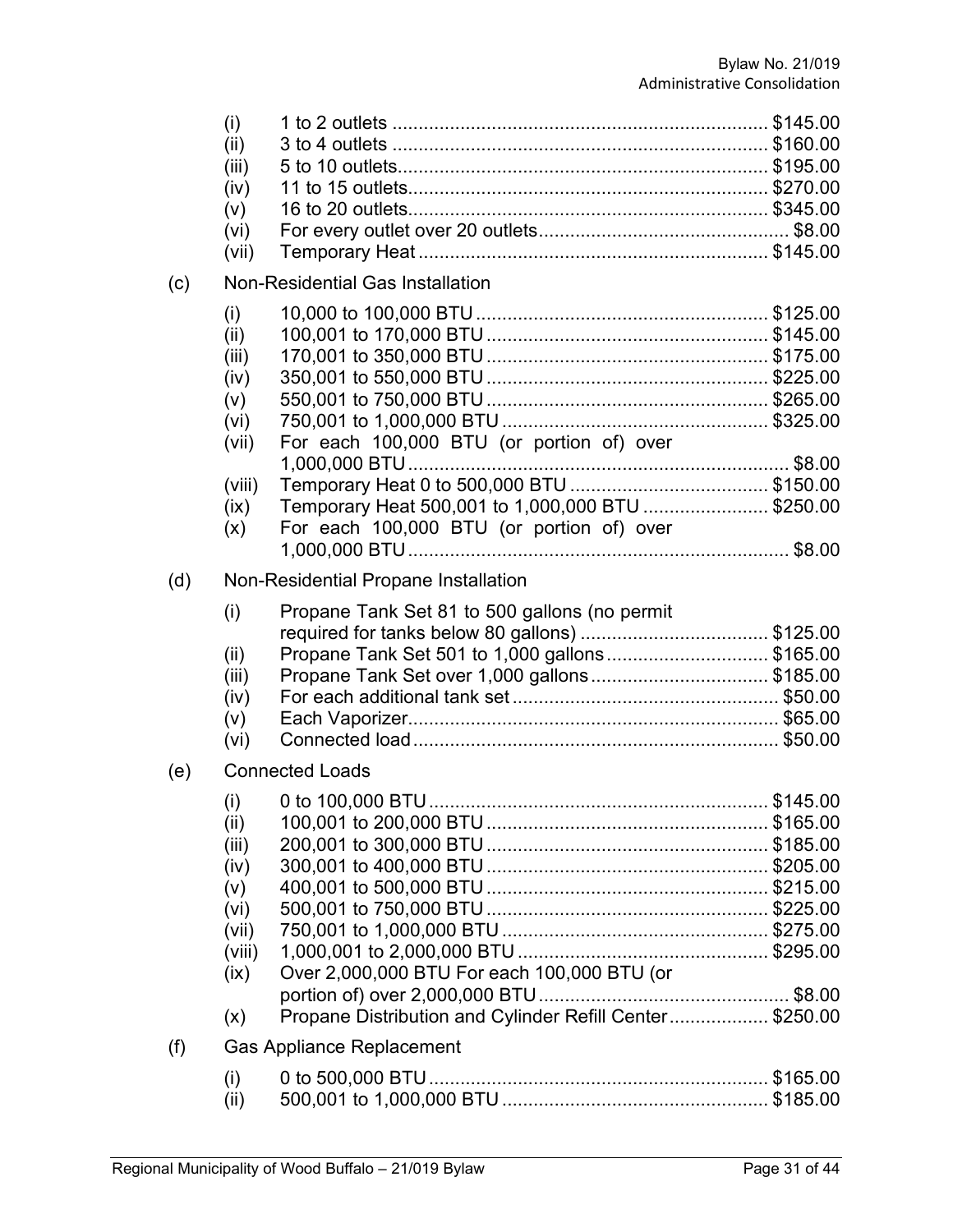(i) 1 to 2 outlets ........................................................................ $145.00
(ii) 3 to 4 outlets ........................................................................ $160.00
(iii) 5 to 10 outlets....................................................................... $195.00
(iv) 11 to 15 outlets..................................................................... $270.00
(v) 16 to 20 outlets..................................................................... $345.00
(vi) For every outlet over 20 outlets................................................ $8.00
(vii) Temporary Heat .................................................................. $145.00

(c) Non-Residential Gas Installation

(i) 10,000 to 100,000 BTU ........................................................ $125.00
(ii) 100,001 to 170,000 BTU ...................................................... $145.00
(iii) 170,001 to 350,000 BTU ...................................................... $175.00
(iv) 350,001 to 550,000 BTU ...................................................... $225.00
(v) 550,001 to 750,000 BTU ...................................................... $265.00
(vi) 750,001 to 1,000,000 BTU ................................................... $325.00
(vii) For each 100,000 BTU (or portion of) over 1,000,000 BTU .......................................................................... $8.00
(viii) Temporary Heat 0 to 500,000 BTU ...................................... $150.00
(ix) Temporary Heat 500,001 to 1,000,000 BTU ........................ $250.00
(x) For each 100,000 BTU (or portion of) over 1,000,000 BTU .......................................................................... $8.00

(d) Non-Residential Propane Installation

(i) Propane Tank Set 81 to 500 gallons (no permit required for tanks below 80 gallons) .................................... $125.00
(ii) Propane Tank Set 501 to 1,000 gallons............................... $165.00
(iii) Propane Tank Set over 1,000 gallons.................................. $185.00
(iv) For each additional tank set .................................................. $50.00
(v) Each Vaporizer...................................................................... $65.00
(vi) Connected load...................................................................... $50.00

(e) Connected Loads

(i) 0 to 100,000 BTU ................................................................. $145.00
(ii) 100,001 to 200,000 BTU ...................................................... $165.00
(iii) 200,001 to 300,000 BTU ...................................................... $185.00
(iv) 300,001 to 400,000 BTU ...................................................... $205.00
(v) 400,001 to 500,000 BTU ...................................................... $215.00
(vi) 500,001 to 750,000 BTU ...................................................... $225.00
(vii) 750,001 to 1,000,000 BTU ................................................... $275.00
(viii) 1,000,001 to 2,000,000 BTU ................................................ $295.00
(ix) Over 2,000,000 BTU For each 100,000 BTU (or portion of) over 2,000,000 BTU ................................................ $8.00
(x) Propane Distribution and Cylinder Refill Center................... $250.00

(f) Gas Appliance Replacement

(i) 0 to 500,000 BTU ................................................................. $165.00
(ii) 500,001 to 1,000,000 BTU ................................................... $185.00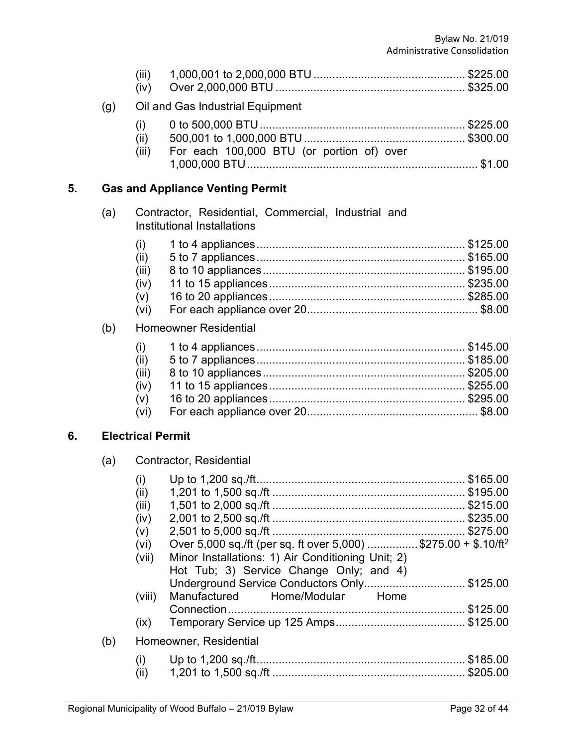(iii) 1,000,001 to 2,000,000 BTU ............................................... $225.00
(iv) Over 2,000,000 BTU ........................................................... $325.00

(g) Oil and Gas Industrial Equipment

(i) 0 to 500,000 BTU ................................................................ $225.00
(ii) 500,001 to 1,000,000 BTU .................................................. $300.00
(iii) For each 100,000 BTU (or portion of) over 1,000,000 BTU ........................................................................ $1.00

## 5. Gas and Appliance Venting Permit

(a) Contractor, Residential, Commercial, Industrial and Institutional Installations

(i) 1 to 4 appliances ................................................................. $125.00
(ii) 5 to 7 appliances ................................................................. $165.00
(iii) 8 to 10 appliances ............................................................... $195.00
(iv) 11 to 15 appliances ............................................................. $235.00
(v) 16 to 20 appliances ............................................................. $285.00
(vi) For each appliance over 20 ...................................................... $8.00

(b) Homeowner Residential

(i) 1 to 4 appliances ................................................................. $145.00
(ii) 5 to 7 appliances ................................................................. $185.00
(iii) 8 to 10 appliances ............................................................... $205.00
(iv) 11 to 15 appliances ............................................................. $255.00
(v) 16 to 20 appliances ............................................................. $295.00
(vi) For each appliance over 20 ...................................................... $8.00

## 6. Electrical Permit

(a) Contractor, Residential

(i) Up to 1,200 sq./ft ................................................................. $165.00
(ii) 1,201 to 1,500 sq./ft ............................................................ $195.00
(iii) 1,501 to 2,000 sq./ft ............................................................ $215.00
(iv) 2,001 to 2,500 sq./ft ............................................................ $235.00
(v) 2,501 to 5,000 sq./ft ............................................................ $275.00
(vi) Over 5,000 sq./ft (per sq. ft over 5,000) ................ $275.00 + $.10/ft²
(vii) Minor Installations: 1) Air Conditioning Unit; 2) Hot Tub; 3) Service Change Only; and 4) Underground Service Conductors Only ................................ $125.00
(viii) Manufactured Home/Modular Home Connection .......................................................................... $125.00
(ix) Temporary Service up 125 Amps ......................................... $125.00

(b) Homeowner, Residential

(i) Up to 1,200 sq./ft ................................................................. $185.00
(ii) 1,201 to 1,500 sq./ft ............................................................ $205.00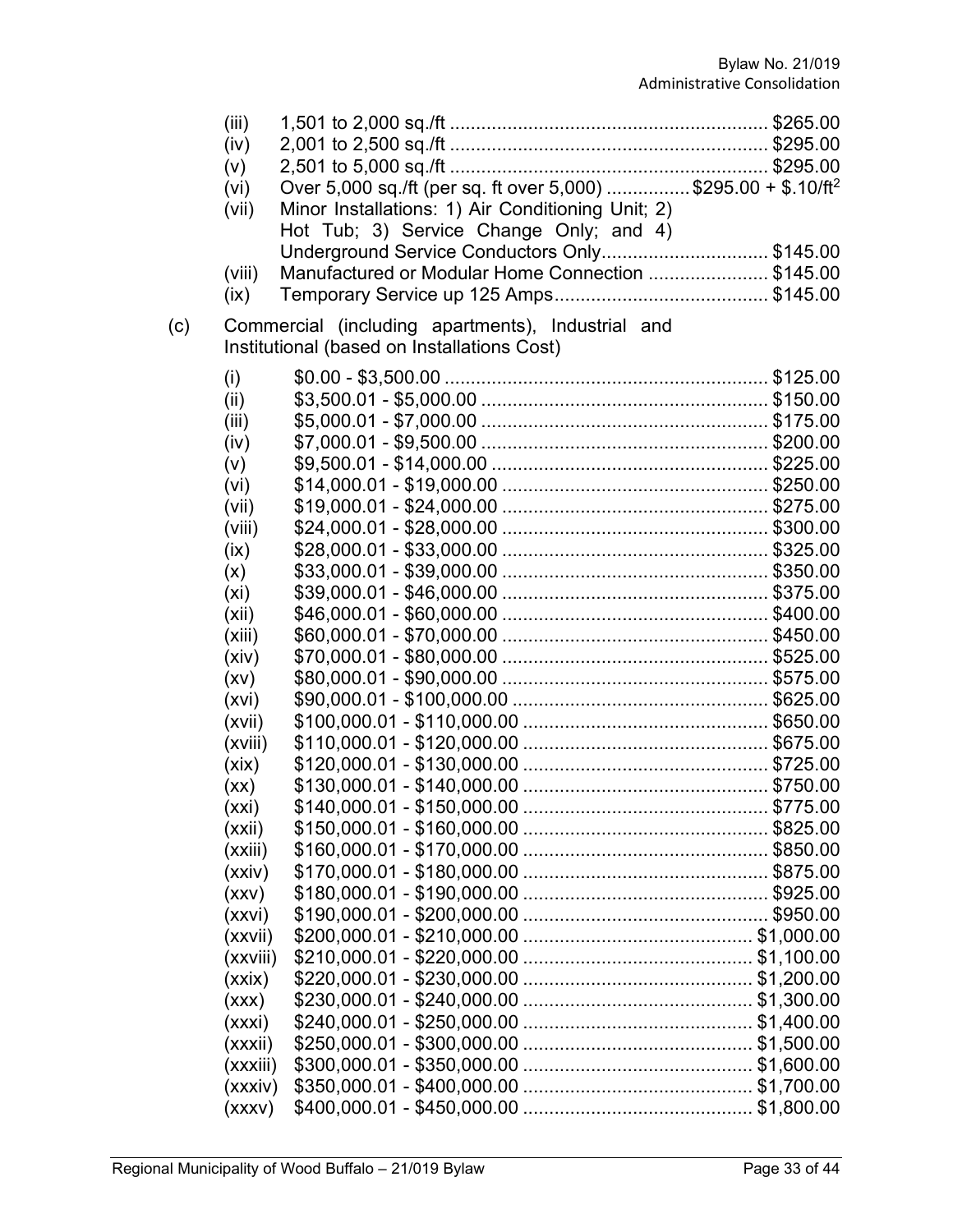(iii) 1,501 to 2,000 sq./ft ............................................................ $265.00
(iv) 2,001 to 2,500 sq./ft ............................................................ $295.00
(v) 2,501 to 5,000 sq./ft ............................................................ $295.00
(vi) Over 5,000 sq./ft (per sq. ft over 5,000) ................ $295.00 + $.10/ft$^2$
(vii) Minor Installations: 1) Air Conditioning Unit; 2) Hot Tub; 3) Service Change Only; and 4) Underground Service Conductors Only................................ $145.00
(viii) Manufactured or Modular Home Connection ....................... $145.00
(ix) Temporary Service up 125 Amps......................................... $145.00

(c) Commercial (including apartments), Industrial and Institutional (based on Installations Cost)

(i) $0.00 - $3,500.00 ............................................................ $125.00
(ii) $3,500.01 - $5,000.00 ...................................................... $150.00
(iii) $5,000.01 - $7,000.00 ...................................................... $175.00
(iv) $7,000.01 - $9,500.00 ...................................................... $200.00
(v) $9,500.01 - $14,000.00 .................................................... $225.00
(vi) $14,000.01 - $19,000.00 .................................................. $250.00
(vii) $19,000.01 - $24,000.00 .................................................. $275.00
(viii) $24,000.01 - $28,000.00 .................................................. $300.00
(ix) $28,000.01 - $33,000.00 .................................................. $325.00
(x) $33,000.01 - $39,000.00 .................................................. $350.00
(xi) $39,000.01 - $46,000.00 .................................................. $375.00
(xii) $46,000.01 - $60,000.00 .................................................. $400.00
(xiii) $60,000.01 - $70,000.00 .................................................. $450.00
(xiv) $70,000.01 - $80,000.00 .................................................. $525.00
(xv) $80,000.01 - $90,000.00 .................................................. $575.00
(xvi) $90,000.01 - $100,000.00 ................................................ $625.00
(xvii) $100,000.01 - $110,000.00 .............................................. $650.00
(xviii) $110,000.01 - $120,000.00 .............................................. $675.00
(xix) $120,000.01 - $130,000.00 .............................................. $725.00
(xx) $130,000.01 - $140,000.00 .............................................. $750.00
(xxi) $140,000.01 - $150,000.00 .............................................. $775.00
(xxii) $150,000.01 - $160,000.00 .............................................. $825.00
(xxiii) $160,000.01 - $170,000.00 .............................................. $850.00
(xxiv) $170,000.01 - $180,000.00 .............................................. $875.00
(xxv) $180,000.01 - $190,000.00 .............................................. $925.00
(xxvi) $190,000.01 - $200,000.00 .............................................. $950.00
(xxvii) $200,000.01 - $210,000.00 ........................................... $1,000.00
(xxviii) $210,000.01 - $220,000.00 ........................................... $1,100.00
(xxix) $220,000.01 - $230,000.00 ........................................... $1,200.00
(xxx) $230,000.01 - $240,000.00 ........................................... $1,300.00
(xxxi) $240,000.01 - $250,000.00 ........................................... $1,400.00
(xxxii) $250,000.01 - $300,000.00 ........................................... $1,500.00
(xxxiii) $300,000.01 - $350,000.00 ........................................... $1,600.00
(xxxiv) $350,000.01 - $400,000.00 ........................................... $1,700.00
(xxxv) $400,000.01 - $450,000.00 ........................................... $1,800.00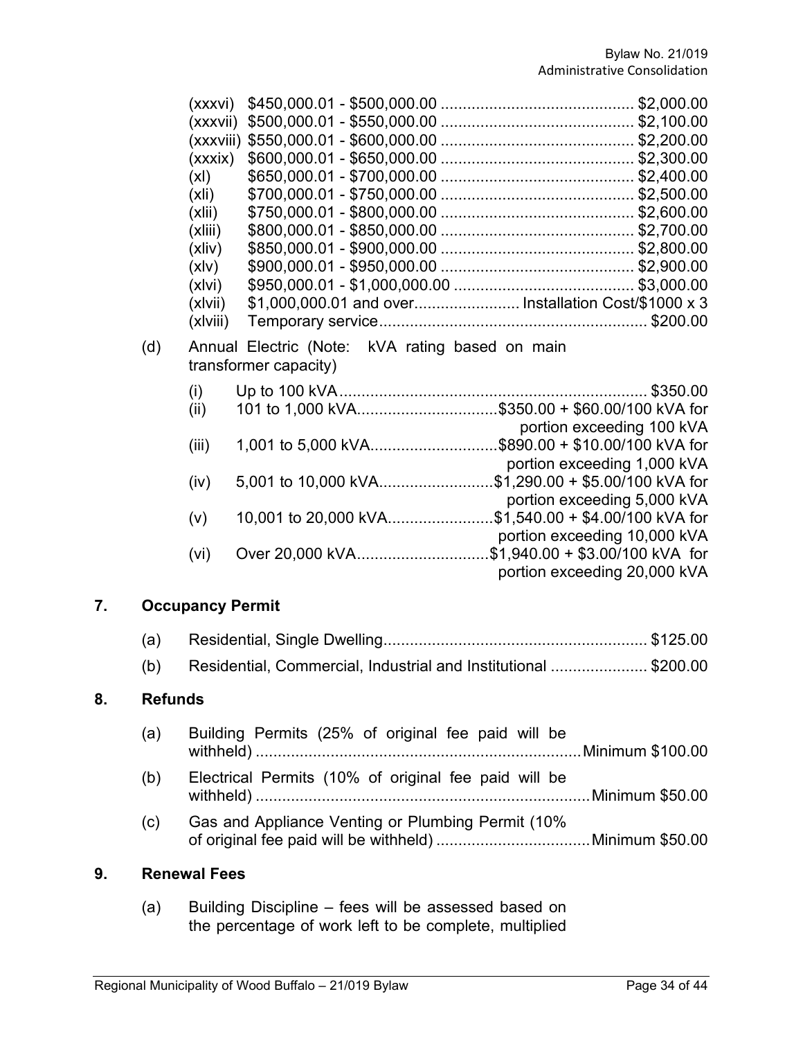(xxxvi) $450,000.01 - $500,000.00 ........................................... $2,000.00
(xxxvii) $500,000.01 - $550,000.00 ........................................... $2,100.00
(xxxviii) $550,000.01 - $600,000.00 ........................................... $2,200.00
(xxxix) $600,000.01 - $650,000.00 ........................................... $2,300.00
(xl) $650,000.01 - $700,000.00 ........................................... $2,400.00
(xli) $700,000.01 - $750,000.00 ........................................... $2,500.00
(xlii) $750,000.01 - $800,000.00 ........................................... $2,600.00
(xliii) $800,000.01 - $850,000.00 ........................................... $2,700.00
(xliv) $850,000.01 - $900,000.00 ........................................... $2,800.00
(xlv) $900,000.01 - $950,000.00 ........................................... $2,900.00
(xlvi) $950,000.01 - $1,000,000.00 ........................................ $3,000.00
(xlvii) $1,000,000.01 and over........................ Installation Cost/$1000 x 3
(xlviii) Temporary service............................................................ $200.00

(d) Annual Electric (Note: kVA rating based on main transformer capacity)

(i) Up to 100 kVA..................................................................... $350.00
(ii) 101 to 1,000 kVA................................$350.00 + $60.00/100 kVA for portion exceeding 100 kVA
(iii) 1,001 to 5,000 kVA............................$890.00 + $10.00/100 kVA for portion exceeding 1,000 kVA
(iv) 5,001 to 10,000 kVA..........................$1,290.00 + $5.00/100 kVA for portion exceeding 5,000 kVA
(v) 10,001 to 20,000 kVA........................$1,540.00 + $4.00/100 kVA for portion exceeding 10,000 kVA
(vi) Over 20,000 kVA..............................$1,940.00 + $3.00/100 kVA for portion exceeding 20,000 kVA

## 7. Occupancy Permit

(a) Residential, Single Dwelling........................................................... $125.00

(b) Residential, Commercial, Industrial and Institutional ...................... $200.00

## 8. Refunds

(a) Building Permits (25% of original fee paid will be withheld) .........................................................................Minimum $100.00

(b) Electrical Permits (10% of original fee paid will be withheld) ..........................................................................Minimum $50.00

(c) Gas and Appliance Venting or Plumbing Permit (10% of original fee paid will be withheld) ..................................Minimum $50.00

## 9. Renewal Fees

(a) Building Discipline – fees will be assessed based on the percentage of work left to be complete, multiplied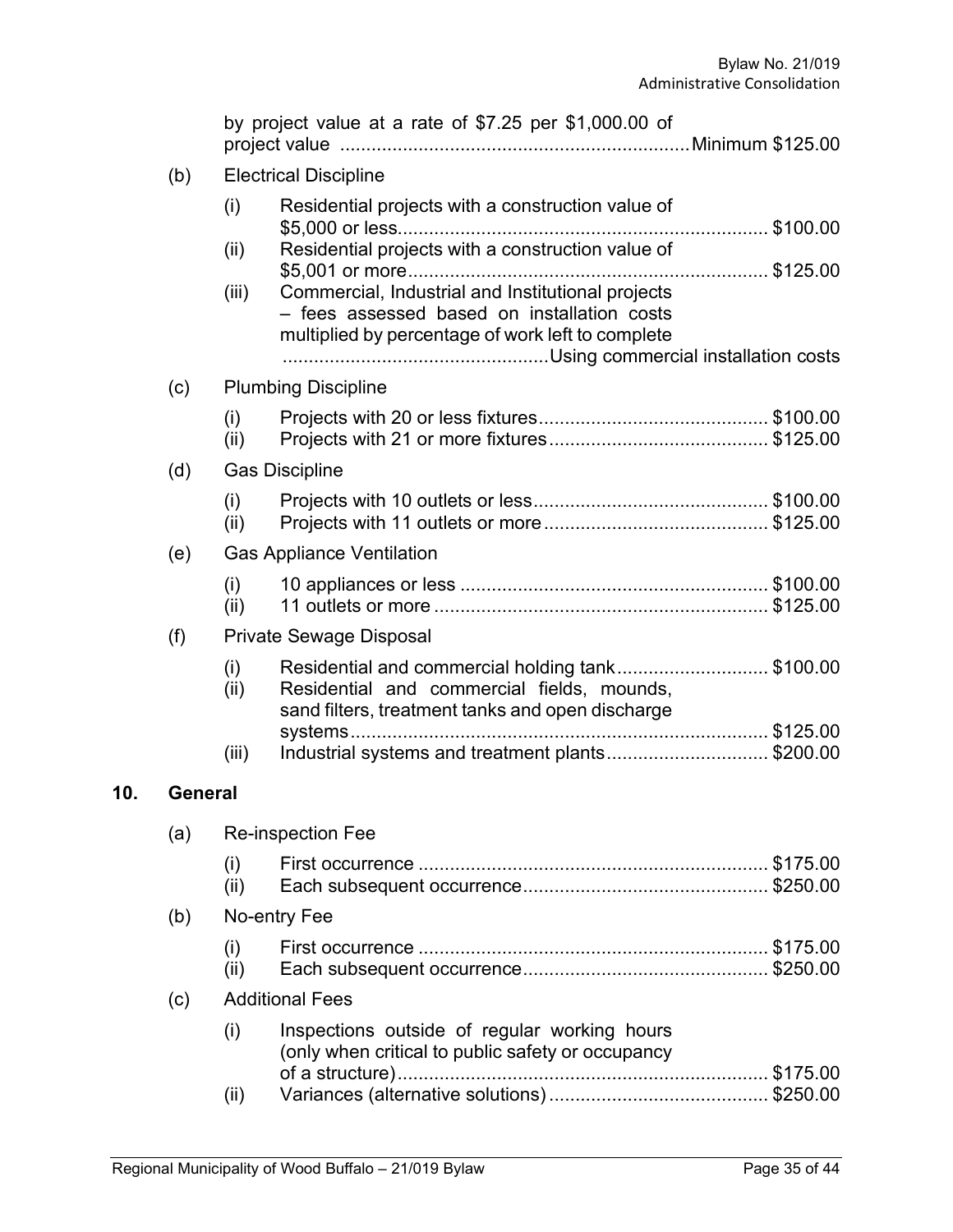by project value at a rate of $7.25 per $1,000.00 of project value .................................................................. Minimum $125.00

(b) Electrical Discipline

(i) Residential projects with a construction value of $5,000 or less...................................................................... $100.00

(ii) Residential projects with a construction value of $5,001 or more..................................................................... $125.00

(iii) Commercial, Industrial and Institutional projects – fees assessed based on installation costs multiplied by percentage of work left to complete .................................................. Using commercial installation costs

(c) Plumbing Discipline

(i) Projects with 20 or less fixtures........................................... $100.00

(ii) Projects with 21 or more fixtures......................................... $125.00

(d) Gas Discipline

(i) Projects with 10 outlets or less............................................ $100.00

(ii) Projects with 11 outlets or more.......................................... $125.00

(e) Gas Appliance Ventilation

(i) 10 appliances or less .......................................................... $100.00

(ii) 11 outlets or more ............................................................... $125.00

(f) Private Sewage Disposal

(i) Residential and commercial holding tank............................ $100.00

(ii) Residential and commercial fields, mounds, sand filters, treatment tanks and open discharge systems................................................................................ $125.00

(iii) Industrial systems and treatment plants............................... $200.00

**10. General**

(a) Re-inspection Fee

(i) First occurrence .................................................................. $175.00

(ii) Each subsequent occurrence.............................................. $250.00

(b) No-entry Fee

(i) First occurrence .................................................................. $175.00

(ii) Each subsequent occurrence.............................................. $250.00

(c) Additional Fees

(i) Inspections outside of regular working hours (only when critical to public safety or occupancy of a structure)...................................................................... $175.00

(ii) Variances (alternative solutions).......................................... $250.00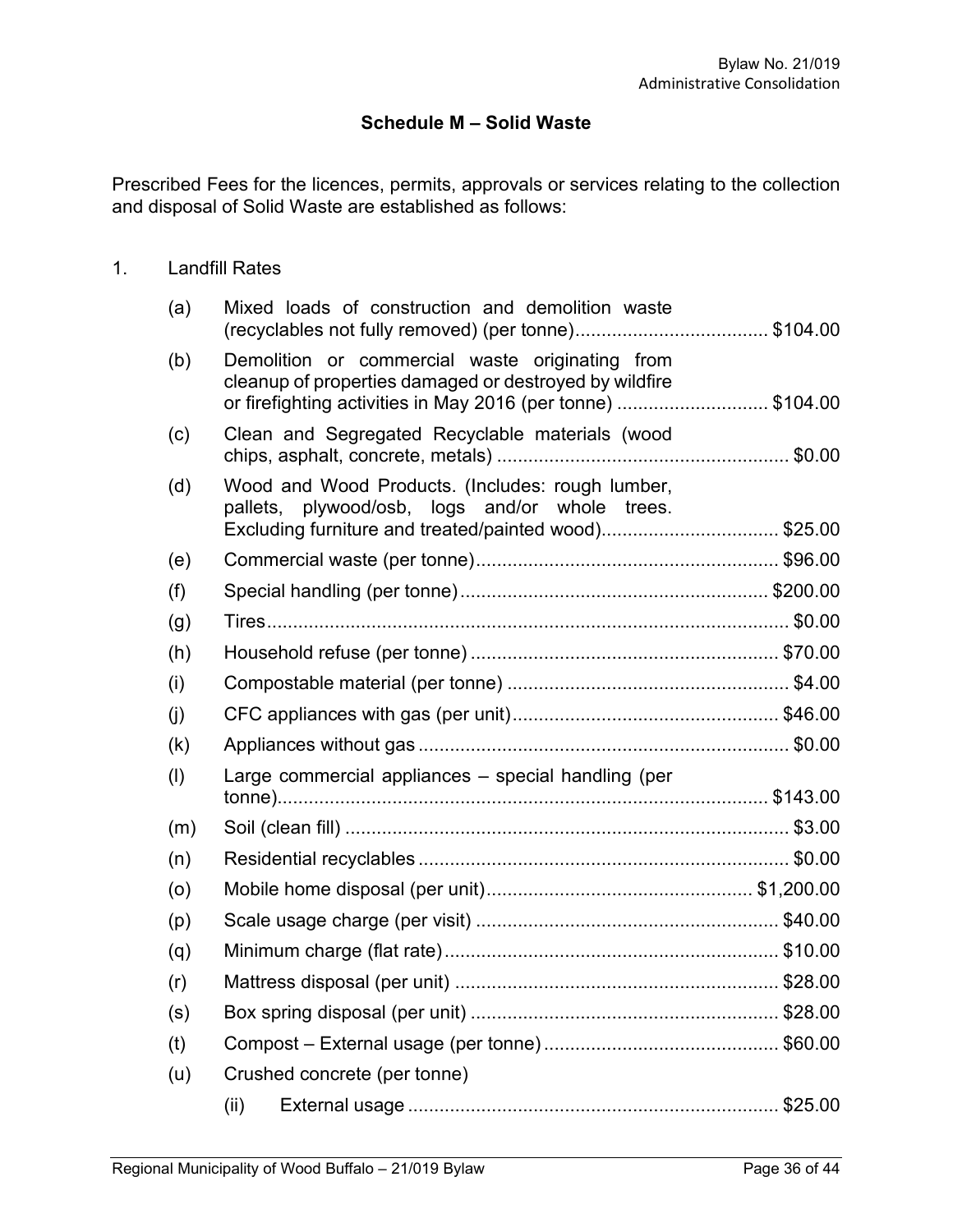## Schedule M – Solid Waste

Prescribed Fees for the licences, permits, approvals or services relating to the collection and disposal of Solid Waste are established as follows:

1. Landfill Rates

(a) Mixed loads of construction and demolition waste (recyclables not fully removed) (per tonne).................................... $104.00

(b) Demolition or commercial waste originating from cleanup of properties damaged or destroyed by wildfire or firefighting activities in May 2016 (per tonne) ............................ $104.00

(c) Clean and Segregated Recyclable materials (wood chips, asphalt, concrete, metals) ....................................................... $0.00

(d) Wood and Wood Products. (Includes: rough lumber, pallets, plywood/osb, logs and/or whole trees. Excluding furniture and treated/painted wood).................................. $25.00

(e) Commercial waste (per tonne)......................................................... $96.00

(f) Special handling (per tonne)........................................................... $200.00

(g) Tires.................................................................................................. $0.00

(h) Household refuse (per tonne) .......................................................... $70.00

(i) Compostable material (per tonne) ..................................................... $4.00

(j) CFC appliances with gas (per unit).................................................. $46.00

(k) Appliances without gas ...................................................................... $0.00

(l) Large commercial appliances – special handling (per tonne)............................................................................................ $143.00

(m) Soil (clean fill) .................................................................................... $3.00

(n) Residential recyclables ...................................................................... $0.00

(o) Mobile home disposal (per unit).................................................. $1,200.00

(p) Scale usage charge (per visit) ......................................................... $40.00

(q) Minimum charge (flat rate)............................................................... $10.00

(r) Mattress disposal (per unit) ............................................................. $28.00

(s) Box spring disposal (per unit) .......................................................... $28.00

(t) Compost – External usage (per tonne)............................................ $60.00

(u) Crushed concrete (per tonne)

    (ii) External usage ...................................................................... $25.00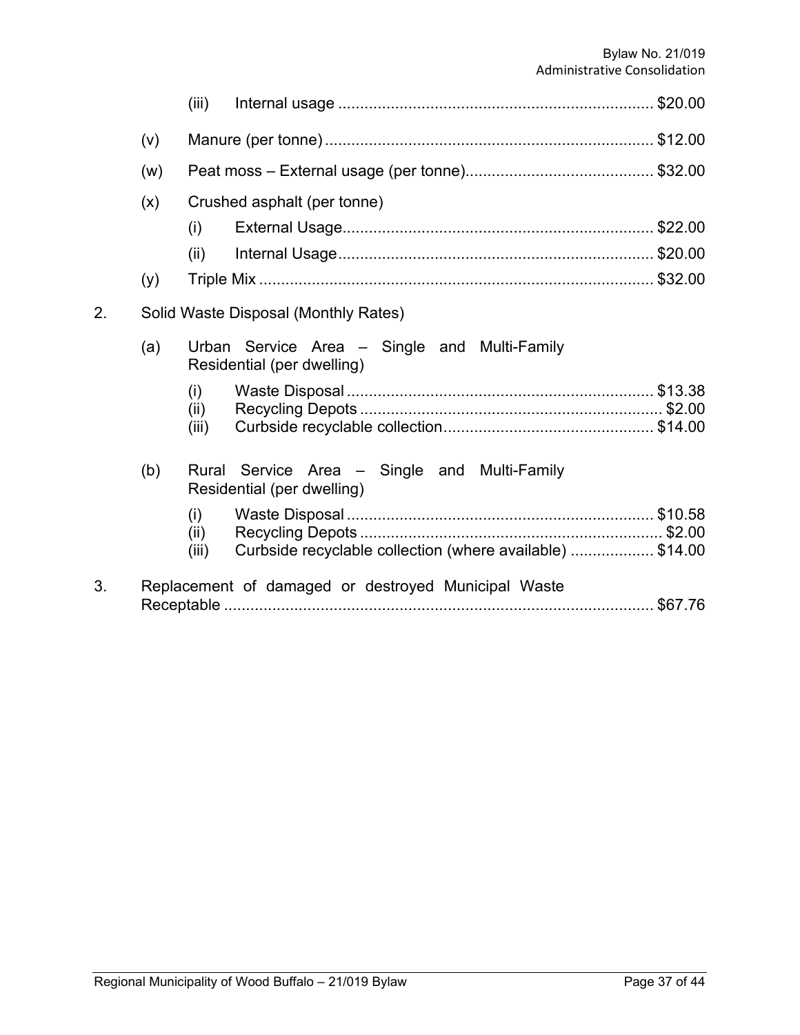(iii) Internal usage ........................................................................ $20.00

(v) Manure (per tonne) ........................................................................... $12.00

(w) Peat moss – External usage (per tonne)........................................... $32.00

(x) Crushed asphalt (per tonne)

  (i) External Usage....................................................................... $22.00

  (ii) Internal Usage........................................................................ $20.00

(y) Triple Mix ......................................................................................... $32.00

2. Solid Waste Disposal (Monthly Rates)

  (a) Urban Service Area – Single and Multi-Family Residential (per dwelling)

    (i) Waste Disposal ...................................................................... $13.38
    (ii) Recycling Depots ..................................................................... $2.00
    (iii) Curbside recyclable collection................................................ $14.00

  (b) Rural Service Area – Single and Multi-Family Residential (per dwelling)

    (i) Waste Disposal ...................................................................... $10.58
    (ii) Recycling Depots ..................................................................... $2.00
    (iii) Curbside recyclable collection (where available) ................... $14.00

3. Replacement of damaged or destroyed Municipal Waste Receptable ................................................................................................... $67.76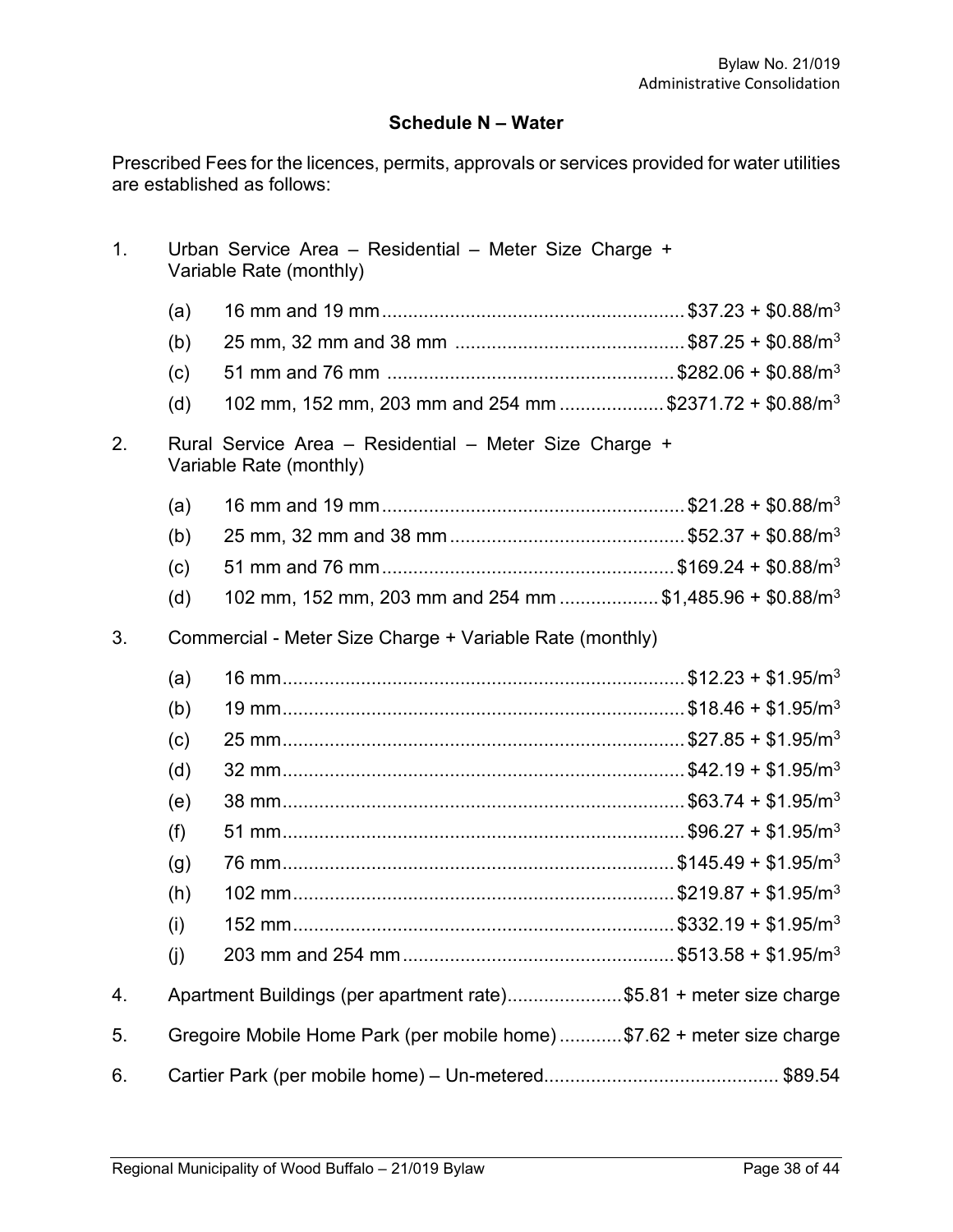## Schedule N – Water

Prescribed Fees for the licences, permits, approvals or services provided for water utilities are established as follows:

1. Urban Service Area – Residential – Meter Size Charge + Variable Rate (monthly)
   - (a) 16 mm and 19 mm .......... $37.23 + $0.88/m^3
   - (b) 25 mm, 32 mm and 38 mm .......... $87.25 + $0.88/m^3
   - (c) 51 mm and 76 mm .......... $282.06 + $0.88/m^3
   - (d) 102 mm, 152 mm, 203 mm and 254 mm .......... $2371.72 + $0.88/m^3
2. Rural Service Area – Residential – Meter Size Charge + Variable Rate (monthly)
   - (a) 16 mm and 19 mm .......... $21.28 + $0.88/m^3
   - (b) 25 mm, 32 mm and 38 mm .......... $52.37 + $0.88/m^3
   - (c) 51 mm and 76 mm .......... $169.24 + $0.88/m^3
   - (d) 102 mm, 152 mm, 203 mm and 254 mm .......... $1,485.96 + $0.88/m^3
3. Commercial - Meter Size Charge + Variable Rate (monthly)
   - (a) 16 mm .......... $12.23 + $1.95/m^3
   - (b) 19 mm .......... $18.46 + $1.95/m^3
   - (c) 25 mm .......... $27.85 + $1.95/m^3
   - (d) 32 mm .......... $42.19 + $1.95/m^3
   - (e) 38 mm .......... $63.74 + $1.95/m^3
   - (f) 51 mm .......... $96.27 + $1.95/m^3
   - (g) 76 mm .......... $145.49 + $1.95/m^3
   - (h) 102 mm .......... $219.87 + $1.95/m^3
   - (i) 152 mm .......... $332.19 + $1.95/m^3
   - (j) 203 mm and 254 mm .......... $513.58 + $1.95/m^3
4. Apartment Buildings (per apartment rate) .......... $5.81 + meter size charge
5. Gregoire Mobile Home Park (per mobile home) .......... $7.62 + meter size charge
6. Cartier Park (per mobile home) – Un-metered .......... $89.54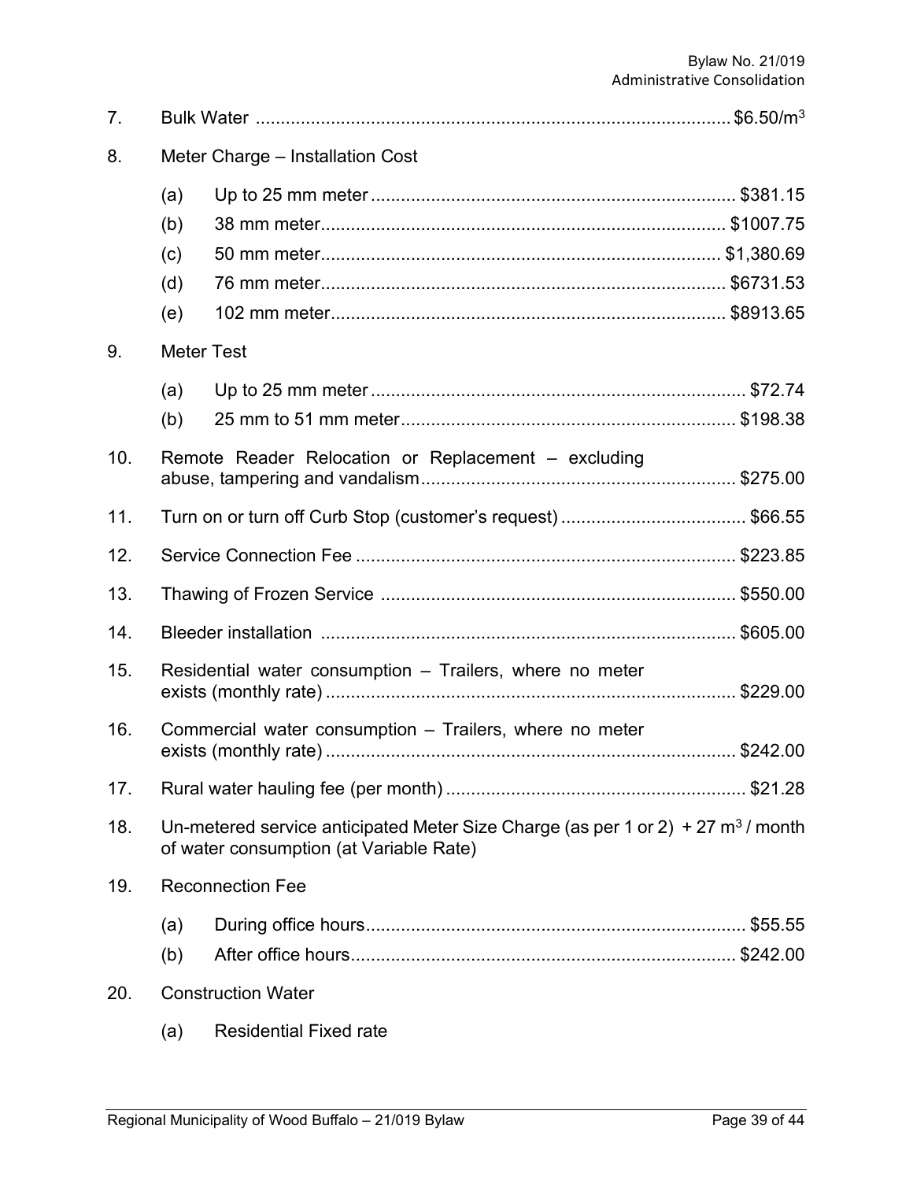7. Bulk Water .............................................................................................. $6.50/m$^3$

8. Meter Charge – Installation Cost

   (a) Up to 25 mm meter ........................................................................ $381.15

   (b) 38 mm meter................................................................................ $1007.75

   (c) 50 mm meter............................................................................... $1,380.69

   (d) 76 mm meter................................................................................ $6731.53

   (e) 102 mm meter.............................................................................. $8913.65

9. Meter Test

   (a) Up to 25 mm meter .......................................................................... $72.74

   (b) 25 mm to 51 mm meter.................................................................. $198.38

10. Remote Reader Relocation or Replacement – excluding abuse, tampering and vandalism.............................................................. $275.00

11. Turn on or turn off Curb Stop (customer's request) ..................................... $66.55

12. Service Connection Fee ........................................................................... $223.85

13. Thawing of Frozen Service ...................................................................... $550.00

14. Bleeder installation .................................................................................. $605.00

15. Residential water consumption – Trailers, where no meter exists (monthly rate) ................................................................................. $229.00

16. Commercial water consumption – Trailers, where no meter exists (monthly rate) ................................................................................. $242.00

17. Rural water hauling fee (per month) ............................................................ $21.28

18. Un-metered service anticipated Meter Size Charge (as per 1 or 2) + 27 m$^3$ / month of water consumption (at Variable Rate)

19. Reconnection Fee

   (a) During office hours........................................................................... $55.55

   (b) After office hours............................................................................. $242.00

20. Construction Water

   (a) Residential Fixed rate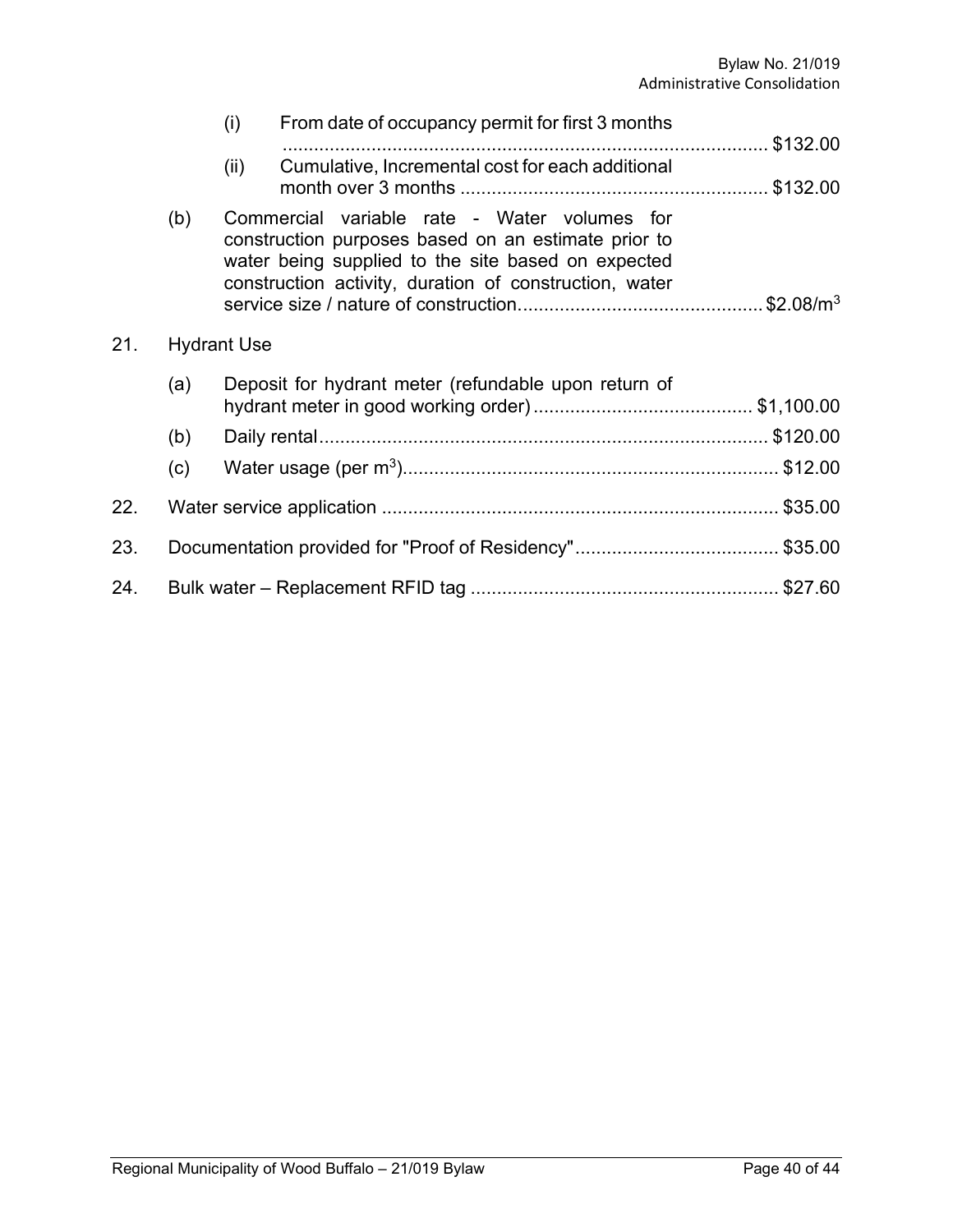(i) From date of occupancy permit for first 3 months ............................................................................................. $132.00

(ii) Cumulative, Incremental cost for each additional month over 3 months .......................................................... $132.00

(b) Commercial variable rate - Water volumes for construction purposes based on an estimate prior to water being supplied to the site based on expected construction activity, duration of construction, water service size / nature of construction.............................................. $2.08/$m^3$

21. Hydrant Use

(a) Deposit for hydrant meter (refundable upon return of hydrant meter in good working order) .......................................... $1,100.00

(b) Daily rental..................................................................................... $120.00

(c) Water usage (per $m^3$)....................................................................... $12.00

22. Water service application ........................................................................... $35.00

23. Documentation provided for "Proof of Residency"....................................... $35.00

24. Bulk water – Replacement RFID tag .......................................................... $27.60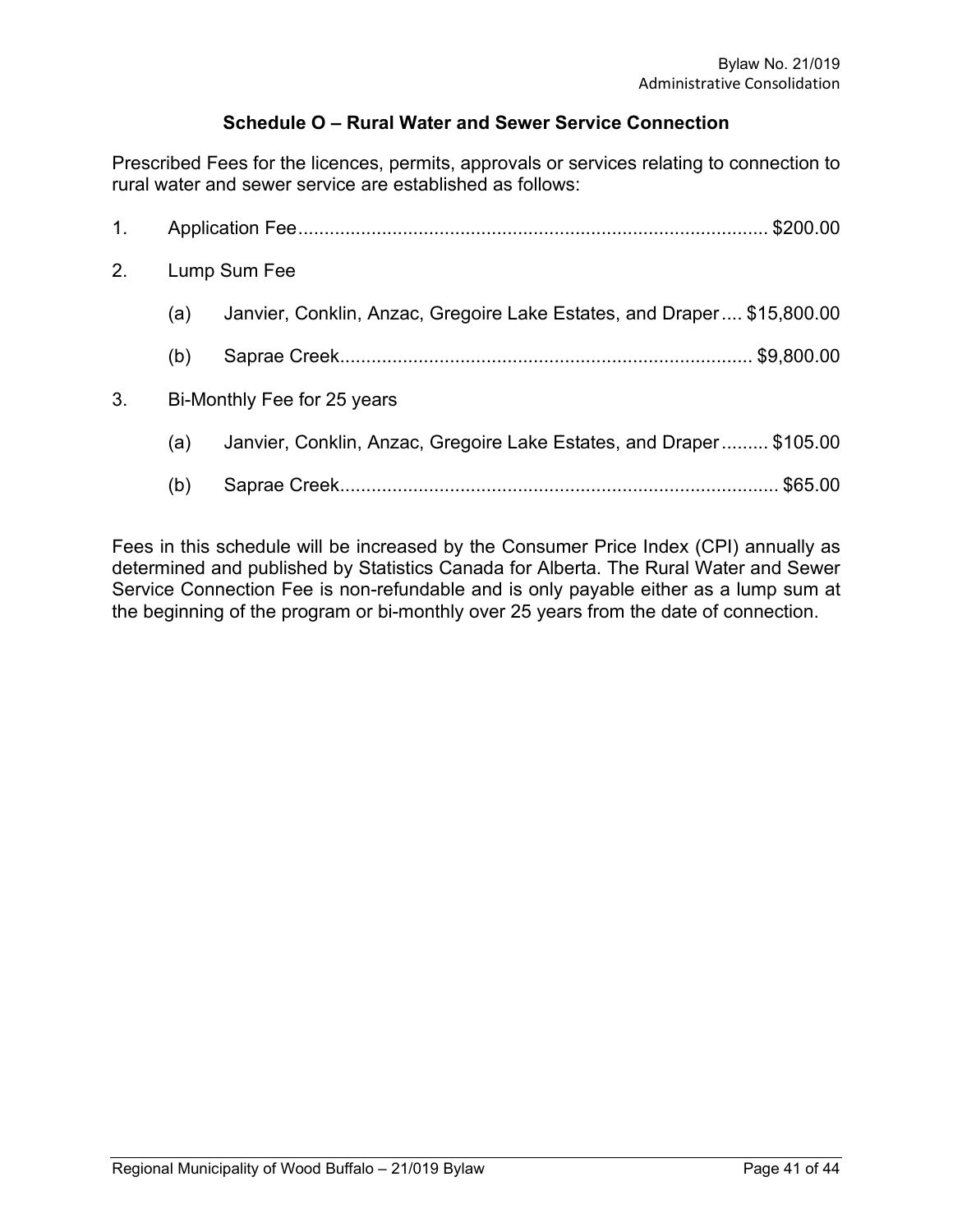### Schedule O – Rural Water and Sewer Service Connection

Prescribed Fees for the licences, permits, approvals or services relating to connection to rural water and sewer service are established as follows:

1. Application Fee........................................................................................ $200.00
2. Lump Sum Fee
   (a) Janvier, Conklin, Anzac, Gregoire Lake Estates, and Draper.... $15,800.00
   (b) Saprae Creek............................................................................. $9,800.00
3. Bi-Monthly Fee for 25 years
   (a) Janvier, Conklin, Anzac, Gregoire Lake Estates, and Draper......... $105.00
   (b) Saprae Creek................................................................................... $65.00

Fees in this schedule will be increased by the Consumer Price Index (CPI) annually as determined and published by Statistics Canada for Alberta. The Rural Water and Sewer Service Connection Fee is non-refundable and is only payable either as a lump sum at the beginning of the program or bi-monthly over 25 years from the date of connection.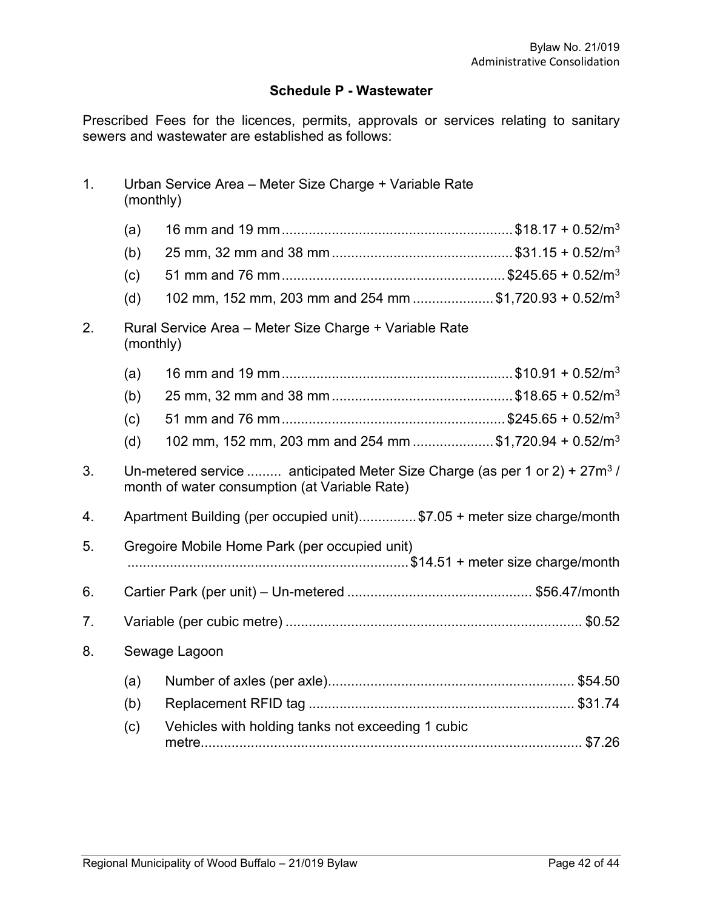## Schedule P - Wastewater

Prescribed Fees for the licences, permits, approvals or services relating to sanitary sewers and wastewater are established as follows:

1. Urban Service Area – Meter Size Charge + Variable Rate (monthly)
   - (a) 16 mm and 19 mm ........................................................... $18.17 + 0.52/$m^3$
   - (b) 25 mm, 32 mm and 38 mm ............................................... $31.15 + 0.52/$m^3$
   - (c) 51 mm and 76 mm .......................................................... $245.65 + 0.52/$m^3$
   - (d) 102 mm, 152 mm, 203 mm and 254 mm ..................... $1,720.93 + 0.52/$m^3$

2. Rural Service Area – Meter Size Charge + Variable Rate (monthly)
   - (a) 16 mm and 19 mm ........................................................... $10.91 + 0.52/$m^3$
   - (b) 25 mm, 32 mm and 38 mm ............................................... $18.65 + 0.52/$m^3$
   - (c) 51 mm and 76 mm .......................................................... $245.65 + 0.52/$m^3$
   - (d) 102 mm, 152 mm, 203 mm and 254 mm ..................... $1,720.94 + 0.52/$m^3$

3. Un-metered service ......... anticipated Meter Size Charge (as per 1 or 2) + 27$m^3$ / month of water consumption (at Variable Rate)

4. Apartment Building (per occupied unit)............... $7.05 + meter size charge/month

5. Gregoire Mobile Home Park (per occupied unit) .......................................................................... $14.51 + meter size charge/month

6. Cartier Park (per unit) – Un-metered ................................................ $56.47/month

7. Variable (per cubic metre) ............................................................................. $0.52

8. Sewage Lagoon
   - (a) Number of axles (per axle)................................................................ $54.50
   - (b) Replacement RFID tag ..................................................................... $31.74
   - (c) Vehicles with holding tanks not exceeding 1 cubic metre.................................................................................................... $7.26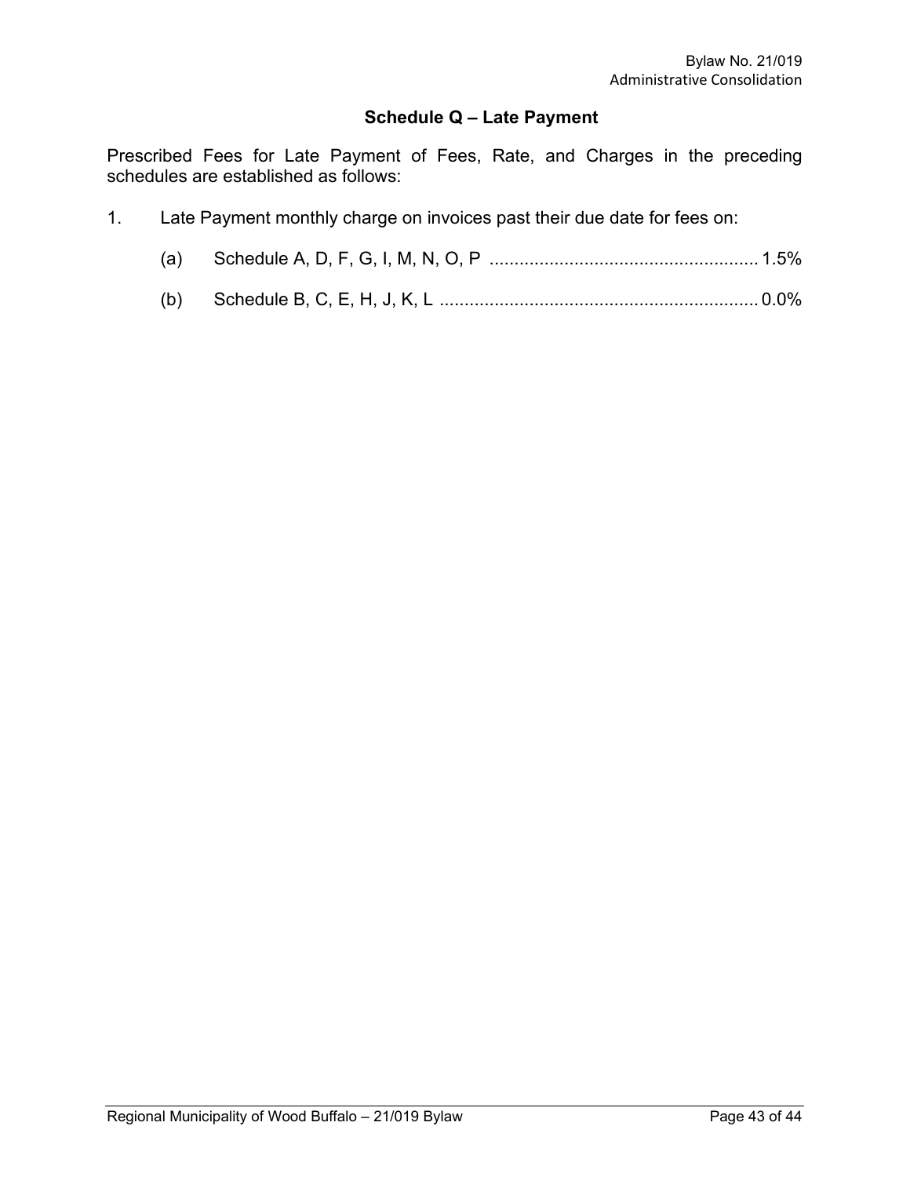## Schedule Q – Late Payment

Prescribed Fees for Late Payment of Fees, Rate, and Charges in the preceding schedules are established as follows:

1. Late Payment monthly charge on invoices past their due date for fees on:

   (a) Schedule A, D, F, G, I, M, N, O, P ...................................................... 1.5%

   (b) Schedule B, C, E, H, J, K, L ................................................................ 0.0%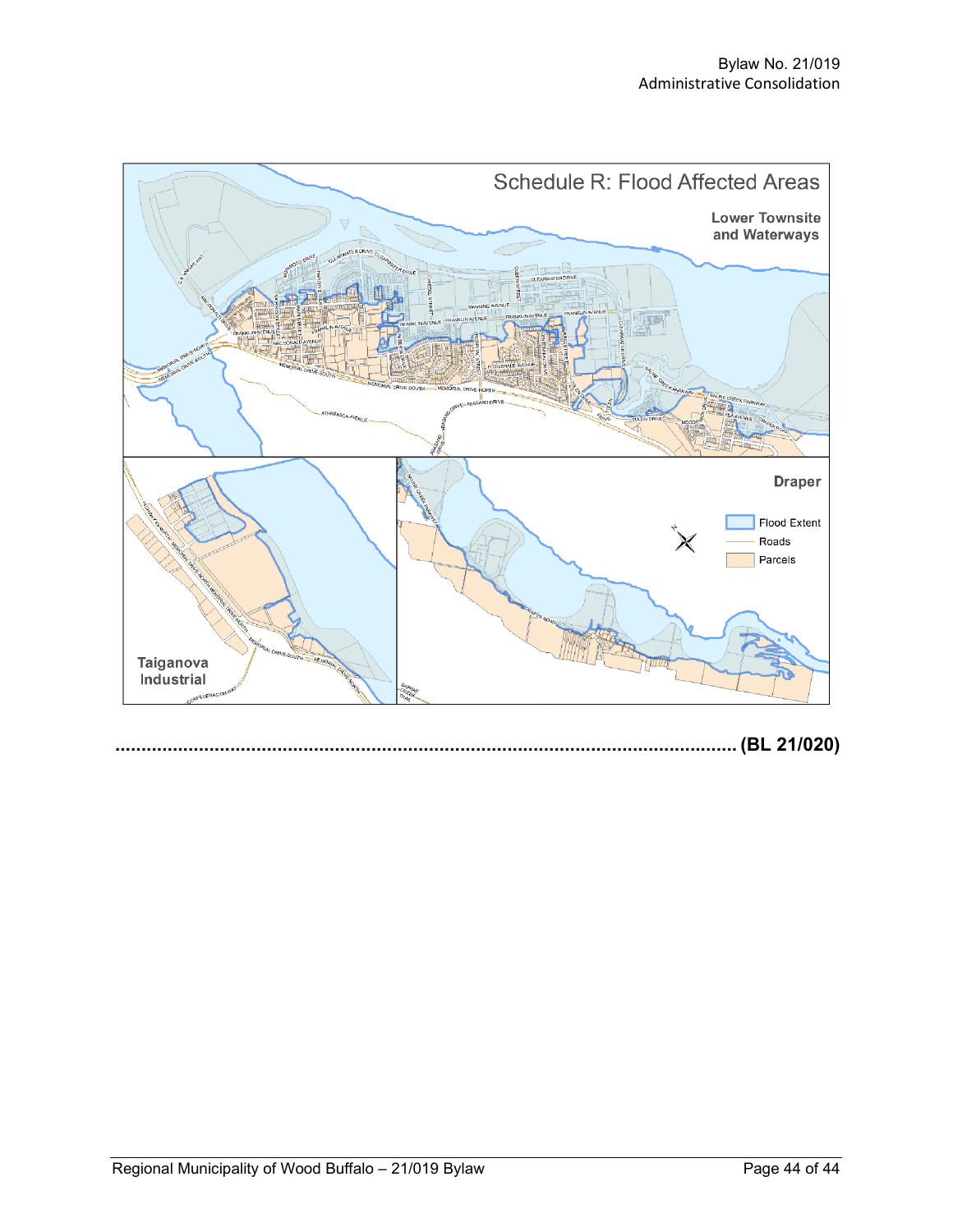Schedule R: Flood Affected Areas

Lower Townsite and Waterways

Draper

Taiganova Industrial

Flood Extent

Roads

Parcels

........................................................................................................................ (BL 21/020)